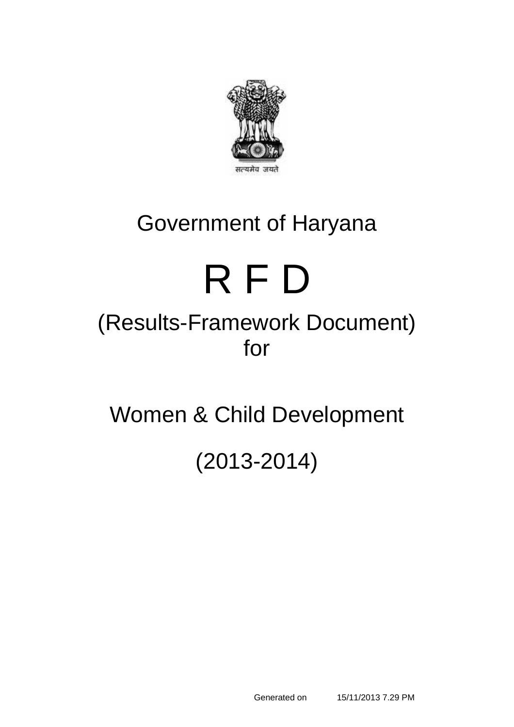सत्यमेव जयते

# Government of Haryana

# R F D

## (Results-Framework Document) for

## Women & Child Development

## (2013-2014)

Generated on 15/11/2013 7.29 PM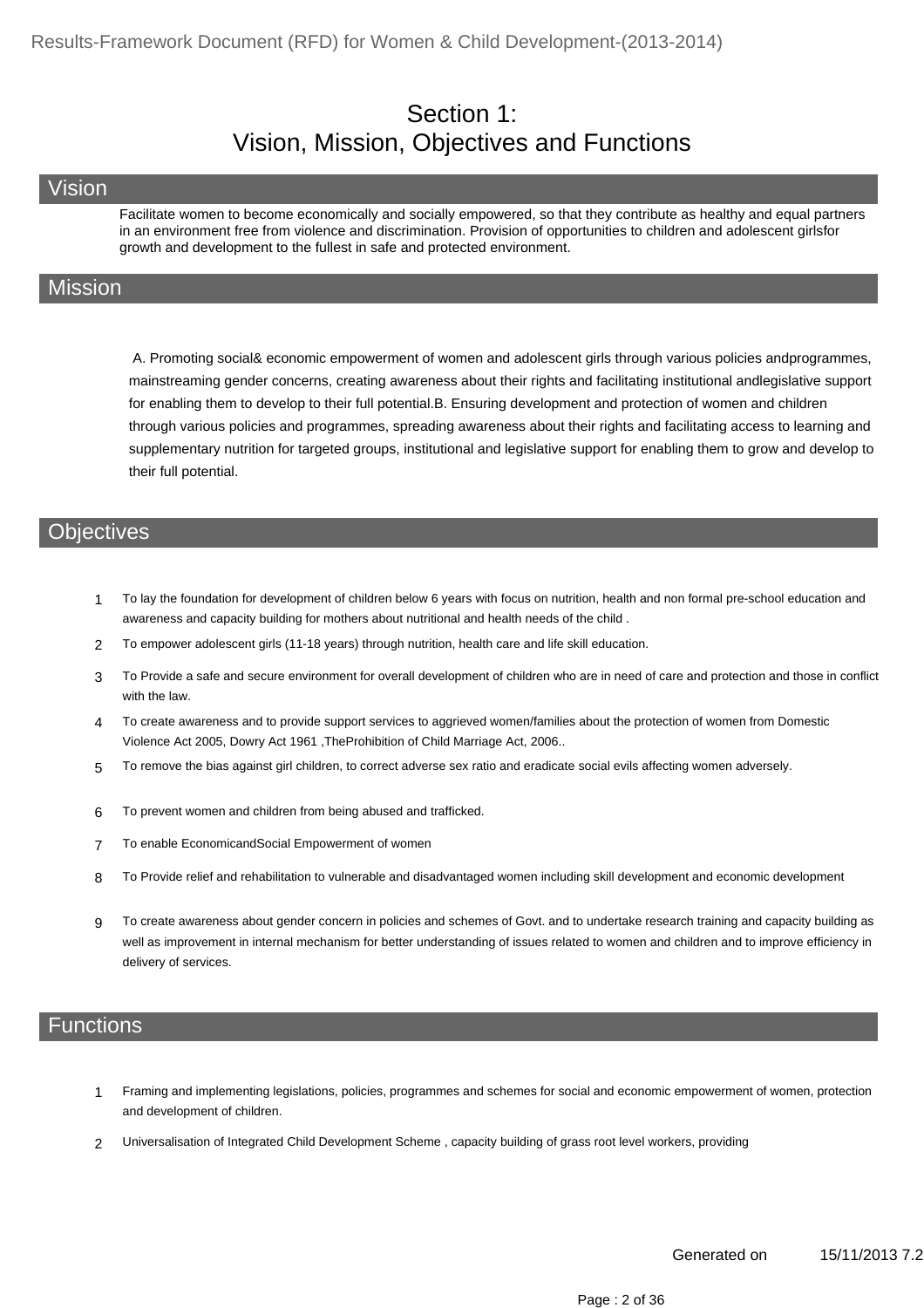# Section 1:
# Vision, Mission, Objectives and Functions

## Vision

Facilitate women to become economically and socially empowered, so that they contribute as healthy and equal partners in an environment free from violence and discrimination. Provision of opportunities to children and adolescent girlsfor growth and development to the fullest in safe and protected environment.

## Mission

A. Promoting social& economic empowerment of women and adolescent girls through various policies andprogrammes, mainstreaming gender concerns, creating awareness about their rights and facilitating institutional andlegislative support for enabling them to develop to their full potential.B. Ensuring development and protection of women and children through various policies and programmes, spreading awareness about their rights and facilitating access to learning and supplementary nutrition for targeted groups, institutional and legislative support for enabling them to grow and develop to their full potential.

## Objectives

1. To lay the foundation for development of children below 6 years with focus on nutrition, health and non formal pre-school education and awareness and capacity building for mothers about nutritional and health needs of the child .
2. To empower adolescent girls (11-18 years) through nutrition, health care and life skill education.
3. To Provide a safe and secure environment for overall development of children who are in need of care and protection and those in conflict with the law.
4. To create awareness and to provide support services to aggrieved women/families about the protection of women from Domestic Violence Act 2005, Dowry Act 1961 ,TheProhibition of Child Marriage Act, 2006..
5. To remove the bias against girl children, to correct adverse sex ratio and eradicate social evils affecting women adversely.
6. To prevent women and children from being abused and trafficked.
7. To enable EconomicandSocial Empowerment of women
8. To Provide relief and rehabilitation to vulnerable and disadvantaged women including skill development and economic development
9. To create awareness about gender concern in policies and schemes of Govt. and to undertake research training and capacity building as well as improvement in internal mechanism for better understanding of issues related to women and children and to improve efficiency in delivery of services.

## Functions

1. Framing and implementing legislations, policies, programmes and schemes for social and economic empowerment of women, protection and development of children.
2. Universalisation of Integrated Child Development Scheme , capacity building of grass root level workers, providing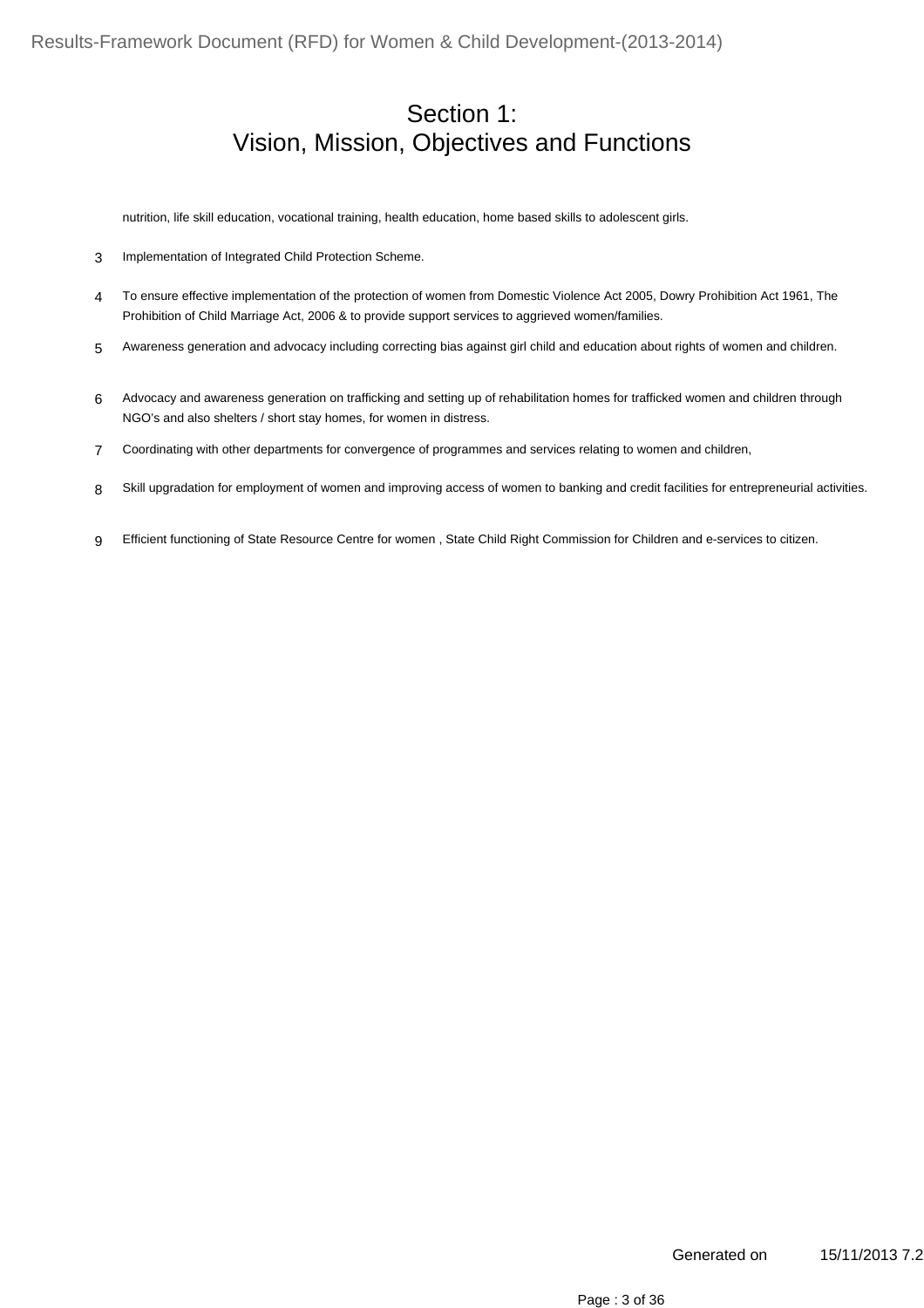# Section 1:
# Vision, Mission, Objectives and Functions

nutrition, life skill education, vocational training, health education, home based skills to adolescent girls.

3 Implementation of Integrated Child Protection Scheme.

4 To ensure effective implementation of the protection of women from Domestic Violence Act 2005, Dowry Prohibition Act 1961, The Prohibition of Child Marriage Act, 2006 & to provide support services to aggrieved women/families.

5 Awareness generation and advocacy including correcting bias against girl child and education about rights of women and children.

6 Advocacy and awareness generation on trafficking and setting up of rehabilitation homes for trafficked women and children through NGO's and also shelters / short stay homes, for women in distress.

7 Coordinating with other departments for convergence of programmes and services relating to women and children,

8 Skill upgradation for employment of women and improving access of women to banking and credit facilities for entrepreneurial activities.

9 Efficient functioning of State Resource Centre for women , State Child Right Commission for Children and e-services to citizen.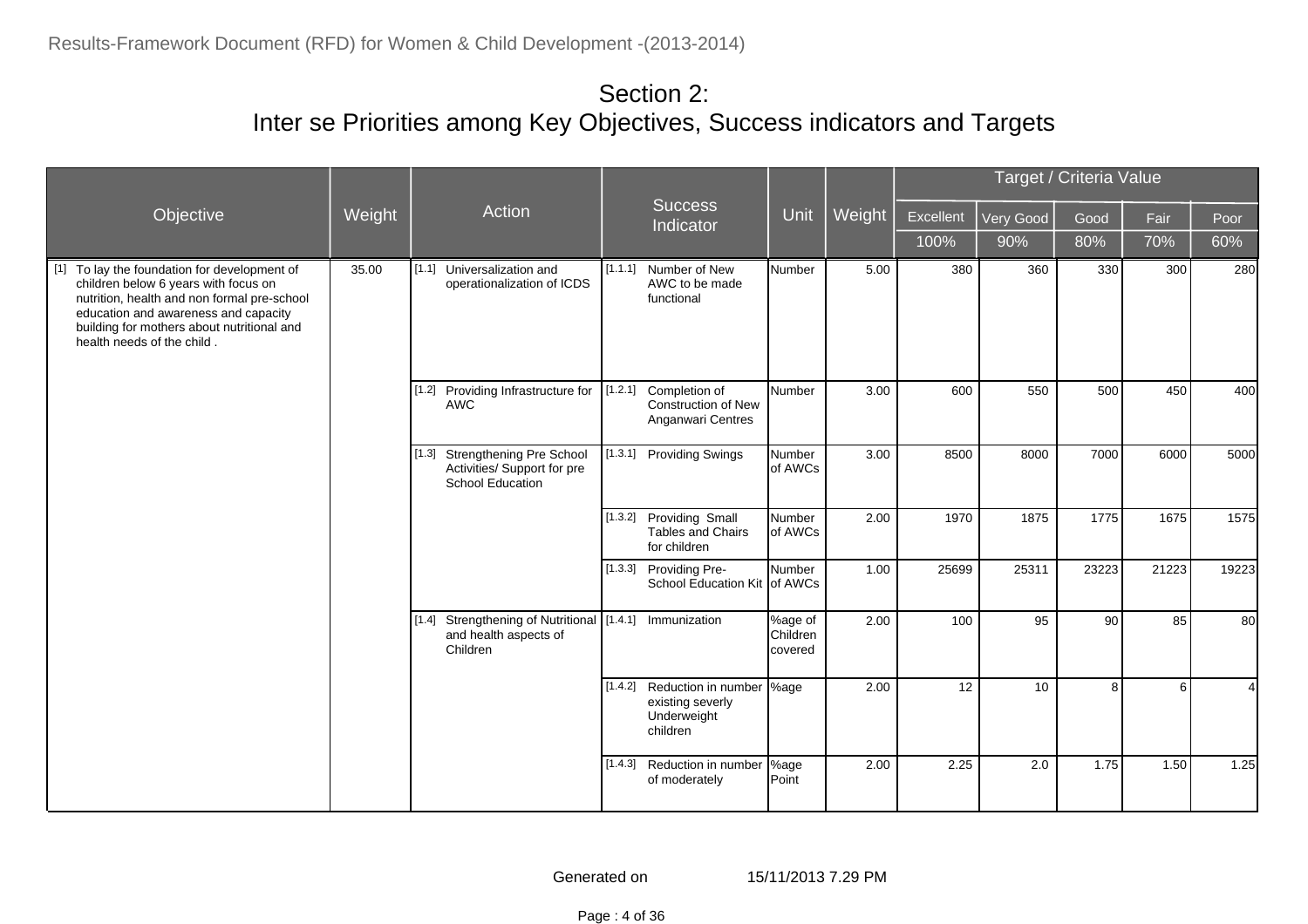## Section 2:
## Inter se Priorities among Key Objectives, Success indicators and Targets

| Objective | Weight | Action | Success Indicator | Unit | Weight | Target / Criteria Value | | | | |
|---|---|---|---|---|---|---|---|---|---|---|
| | | | | | | Excellent | Very Good | Good | Fair | Poor |
| | | | | | | 100% | 90% | 80% | 70% | 60% |
| [1] To lay the foundation for development of children below 6 years with focus on nutrition, health and non formal pre-school education and awareness and capacity building for mothers about nutritional and health needs of the child . | 35.00 | [1.1] Universalization and operationalization of ICDS | [1.1.1] Number of New AWC to be made functional | Number | 5.00 | 380 | 360 | 330 | 300 | 280 |
| | | [1.2] Providing Infrastructure for AWC | [1.2.1] Completion of Construction of New Anganwari Centres | Number | 3.00 | 600 | 550 | 500 | 450 | 400 |
| | | [1.3] Strengthening Pre School Activities/ Support for pre School Education | [1.3.1] Providing Swings | Number of AWCs | 3.00 | 8500 | 8000 | 7000 | 6000 | 5000 |
| | | | [1.3.2] Providing Small Tables and Chairs for children | Number of AWCs | 2.00 | 1970 | 1875 | 1775 | 1675 | 1575 |
| | | | [1.3.3] Providing Pre-School Education Kit | Number of AWCs | 1.00 | 25699 | 25311 | 23223 | 21223 | 19223 |
| | | [1.4] Strengthening of Nutritional and health aspects of Children | [1.4.1] Immunization | %age of Children covered | 2.00 | 100 | 95 | 90 | 85 | 80 |
| | | | [1.4.2] Reduction in number existing severly Underweight children | %age | 2.00 | 12 | 10 | 8 | 6 | 4 |
| | | | [1.4.3] Reduction in number of moderately | %age Point | 2.00 | 2.25 | 2.0 | 1.75 | 1.50 | 1.25 |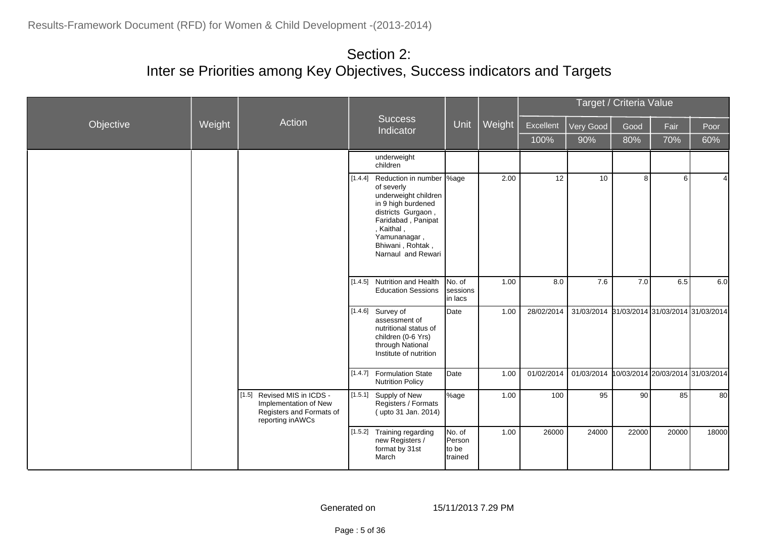# Section 2:
# Inter se Priorities among Key Objectives, Success indicators and Targets

| Objective | Weight | Action | Success Indicator | Unit | Weight | Target / Criteria Value | | | | |
|---|---|---|---|---|---|---|---|---|---|---|
| | | | | | | Excellent | Very Good | Good | Fair | Poor |
| | | | | | | 100% | 90% | 80% | 70% | 60% |
| | | | underweight children | | | | | | | |
| | | | [1.4.4] Reduction in number of severly underweight children in 9 high burdened districts Gurgaon , Faridabad , Panipat , Kaithal , Yamunanagar , Bhiwani , Rohtak , Narnaul and Rewari | %age | 2.00 | 12 | 10 | 8 | 6 | 4 |
| | | | [1.4.5] Nutrition and Health Education Sessions | No. of sessions in lacs | 1.00 | 8.0 | 7.6 | 7.0 | 6.5 | 6.0 |
| | | | [1.4.6] Survey of assessment of nutritional status of children (0-6 Yrs) through National Institute of nutrition | Date | 1.00 | 28/02/2014 | 31/03/2014 | 31/03/2014 | 31/03/2014 | 31/03/2014 |
| | | | [1.4.7] Formulation State Nutrition Policy | Date | 1.00 | 01/02/2014 | 01/03/2014 | 10/03/2014 | 20/03/2014 | 31/03/2014 |
| | | [1.5] Revised MIS in ICDS - Implementation of New Registers and Formats of reporting inAWCs | [1.5.1] Supply of New Registers / Formats ( upto 31 Jan. 2014) | %age | 1.00 | 100 | 95 | 90 | 85 | 80 |
| | | | [1.5.2] Training regarding new Registers / format by 31st March | No. of Person to be trained | 1.00 | 26000 | 24000 | 22000 | 20000 | 18000 |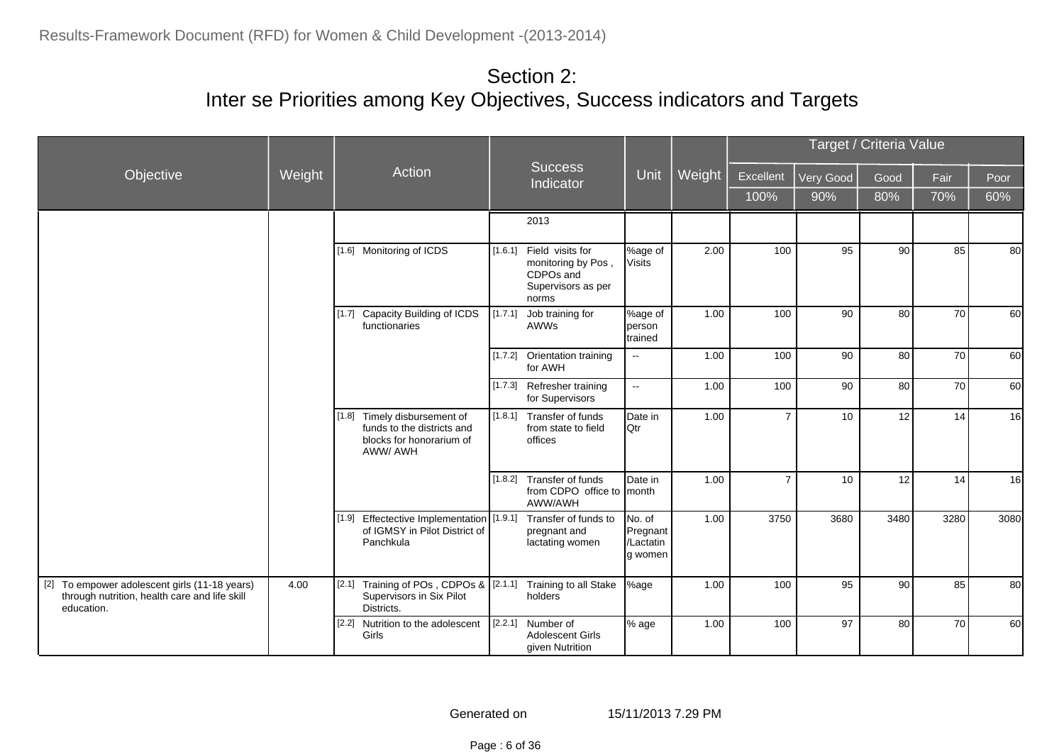# Section 2:
# Inter se Priorities among Key Objectives, Success indicators and Targets

| Objective | Weight | Action | Success Indicator | Unit | Weight | Target / Criteria Value | | | | |
|---|---|---|---|---|---|---|---|---|---|---|
| | | | | | | Excellent | Very Good | Good | Fair | Poor |
| | | | | | | 100% | 90% | 80% | 70% | 60% |
| | | | 2013 | | | | | | | |
| | | [1.6] Monitoring of ICDS | [1.6.1] Field visits for monitoring by Pos , CDPOs and Supervisors as per norms | %age of Visits | 2.00 | 100 | 95 | 90 | 85 | 80 |
| | | [1.7] Capacity Building of ICDS functionaries | [1.7.1] Job training for AWWs | %age of person trained | 1.00 | 100 | 90 | 80 | 70 | 60 |
| | | | [1.7.2] Orientation training for AWH | -- | 1.00 | 100 | 90 | 80 | 70 | 60 |
| | | | [1.7.3] Refresher training for Supervisors | -- | 1.00 | 100 | 90 | 80 | 70 | 60 |
| | | [1.8] Timely disbursement of funds to the districts and blocks for honorarium of AWW/ AWH | [1.8.1] Transfer of funds from state to field offices | Date in Qtr | 1.00 | 7 | 10 | 12 | 14 | 16 |
| | | | [1.8.2] Transfer of funds from CDPO office to AWW/AWH | Date in month | 1.00 | 7 | 10 | 12 | 14 | 16 |
| | | [1.9] Effectective Implementation of IGMSY in Pilot District of Panchkula | [1.9.1] Transfer of funds to pregnant and lactating women | No. of Pregnant /Lactating women | 1.00 | 3750 | 3680 | 3480 | 3280 | 3080 |
| [2] To empower adolescent girls (11-18 years) through nutrition, health care and life skill education. | 4.00 | [2.1] Training of POs , CDPOs & Supervisors in Six Pilot Districts. | [2.1.1] Training to all Stake holders | %age | 1.00 | 100 | 95 | 90 | 85 | 80 |
| | | [2.2] Nutrition to the adolescent Girls | [2.2.1] Number of Adolescent Girls given Nutrition | % age | 1.00 | 100 | 97 | 80 | 70 | 60 |

Generated on 15/11/2013 7.29 PM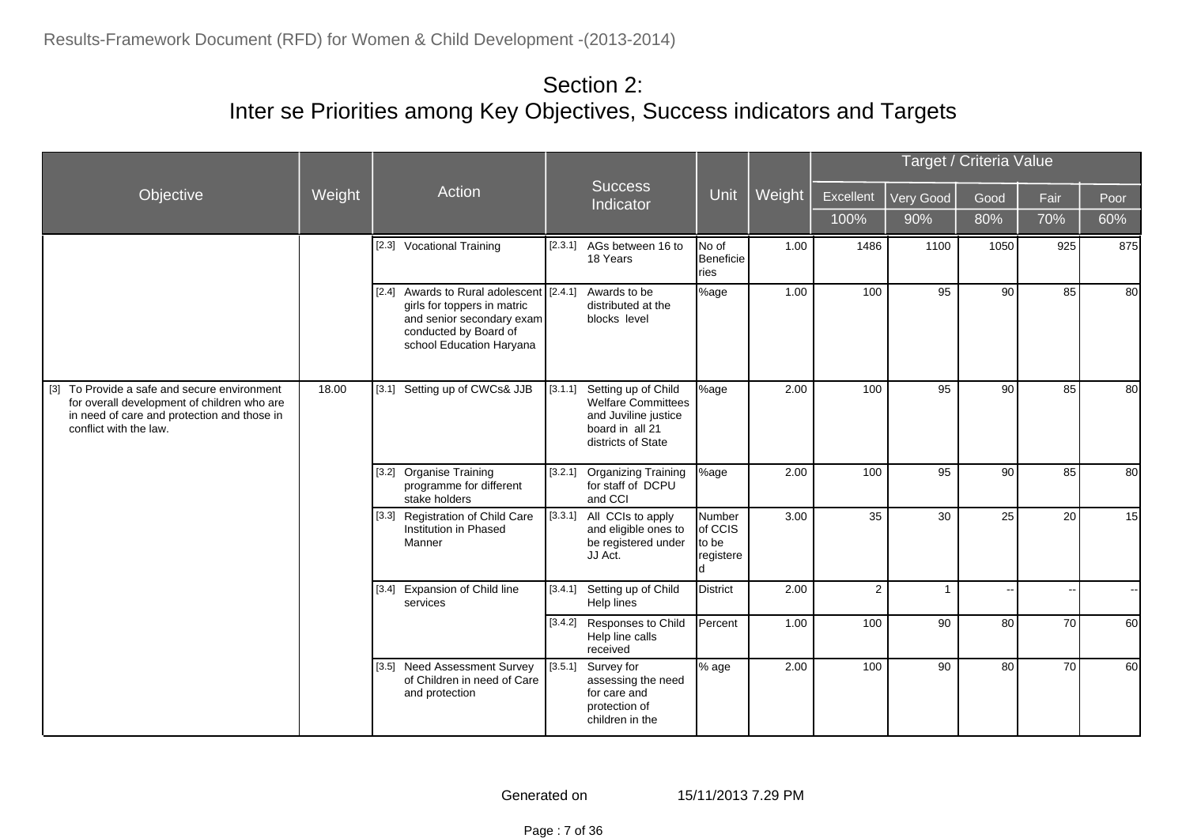# Section 2:
## Inter se Priorities among Key Objectives, Success indicators and Targets

| Objective | Weight | Action | Success Indicator | Unit | Weight | Target / Criteria Value | | | | |
|---|---|---|---|---|---|---|---|---|---|---|
| | | | | | | Excellent | Very Good | Good | Fair | Poor |
| | | | | | | 100% | 90% | 80% | 70% | 60% |
| | | [2.3] Vocational Training | [2.3.1] AGs between 16 to 18 Years | No of Beneficiaries | 1.00 | 1486 | 1100 | 1050 | 925 | 875 |
| | | [2.4] Awards to Rural adolescent girls for toppers in matric and senior secondary exam conducted by Board of school Education Haryana | [2.4.1] Awards to be distributed at the blocks level | %age | 1.00 | 100 | 95 | 90 | 85 | 80 |
| [3] To Provide a safe and secure environment for overall development of children who are in need of care and protection and those in conflict with the law. | 18.00 | [3.1] Setting up of CWCs& JJB | [3.1.1] Setting up of Child Welfare Committees and Juviline justice board in all 21 districts of State | %age | 2.00 | 100 | 95 | 90 | 85 | 80 |
| | | [3.2] Organise Training programme for different stake holders | [3.2.1] Organizing Training for staff of DCPU and CCI | %age | 2.00 | 100 | 95 | 90 | 85 | 80 |
| | | [3.3] Registration of Child Care Institution in Phased Manner | [3.3.1] All CCIs to apply and eligible ones to be registered under JJ Act. | Number of CCIS to be registered | 3.00 | 35 | 30 | 25 | 20 | 15 |
| | | [3.4] Expansion of Child line services | [3.4.1] Setting up of Child Help lines | District | 2.00 | 2 | 1 | -- | -- | -- |
| | | | [3.4.2] Responses to Child Help line calls received | Percent | 1.00 | 100 | 90 | 80 | 70 | 60 |
| | | [3.5] Need Assessment Survey of Children in need of Care and protection | [3.5.1] Survey for assessing the need for care and protection of children in the | % age | 2.00 | 100 | 90 | 80 | 70 | 60 |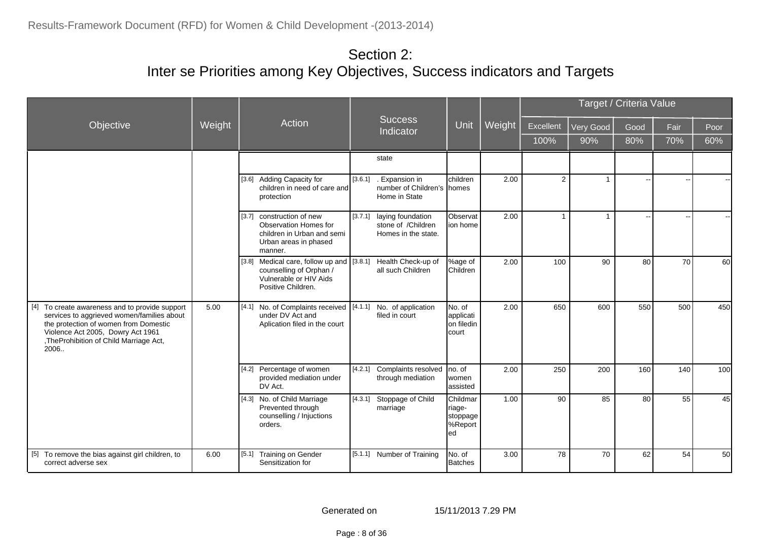# Section 2:
# Inter se Priorities among Key Objectives, Success indicators and Targets

| Objective | Weight | Action | Success Indicator | Unit | Weight | Target / Criteria Value | | | | |
|---|---|---|---|---|---|---|---|---|---|---|
| | | | | | | Excellent | Very Good | Good | Fair | Poor |
| | | | | | | 100% | 90% | 80% | 70% | 60% |
| | | | state | | | | | | | |
| | | [3.6] Adding Capacity for children in need of care and protection | [3.6.1] . Expansion in number of Children's Home in State | children homes | 2.00 | 2 | 1 | -- | -- | -- |
| | | [3.7] construction of new Observation Homes for children in Urban and semi Urban areas in phased manner. | [3.7.1] laying foundation stone of /Children Homes in the state. | Observation home | 2.00 | 1 | 1 | -- | -- | -- |
| | | [3.8] Medical care, follow up and counselling of Orphan / Vulnerable or HIV Aids Positive Children. | [3.8.1] Health Check-up of all such Children | %age of Children | 2.00 | 100 | 90 | 80 | 70 | 60 |
| [4] To create awareness and to provide support services to aggrieved women/families about the protection of women from Domestic Violence Act 2005, Dowry Act 1961 ,TheProhibition of Child Marriage Act, 2006.. | 5.00 | [4.1] No. of Complaints received under DV Act and Aplication filed in the court | [4.1.1] No. of application filed in court | No. of application filedin court | 2.00 | 650 | 600 | 550 | 500 | 450 |
| | | [4.2] Percentage of women provided mediation under DV Act. | [4.2.1] Complaints resolved through mediation | no. of women assisted | 2.00 | 250 | 200 | 160 | 140 | 100 |
| | | [4.3] No. of Child Marriage Prevented through counselling / Injuctions orders. | [4.3.1] Stoppage of Child marriage | Childmarriage-stoppage %Reported | 1.00 | 90 | 85 | 80 | 55 | 45 |
| [5] To remove the bias against girl children, to correct adverse sex | 6.00 | [5.1] Training on Gender Sensitization for | [5.1.1] Number of Training | No. of Batches | 3.00 | 78 | 70 | 62 | 54 | 50 |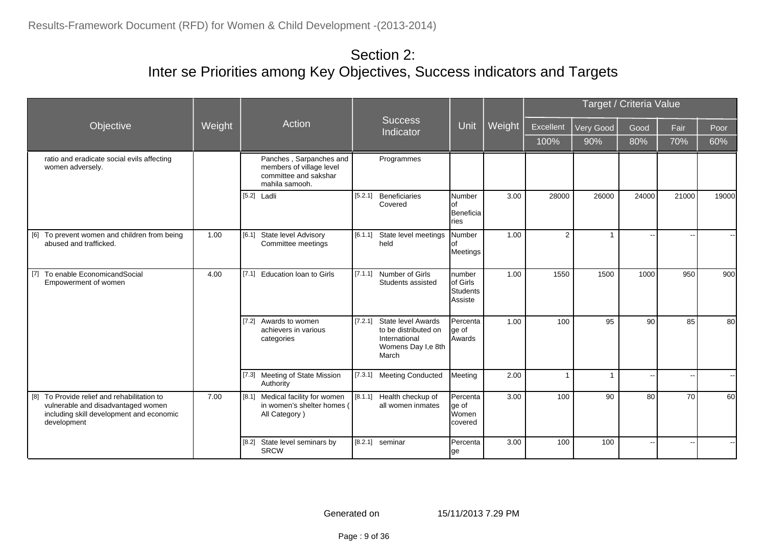# Section 2:
# Inter se Priorities among Key Objectives, Success indicators and Targets

| Objective | Weight | Action | Success Indicator | Unit | Weight | Target / Criteria Value | | | | |
|---|---|---|---|---|---|---|---|---|---|---|
| | | | | | | Excellent | Very Good | Good | Fair | Poor |
| | | | | | | 100% | 90% | 80% | 70% | 60% |
| ratio and eradicate social evils affecting women adversely. | | Panches , Sarpanches and members of village level committee and sakshar mahila samooh. | Programmes | | | | | | | |
| | | [5.2] Ladli | [5.2.1] Beneficiaries Covered | Number of Beneficiaries | 3.00 | 28000 | 26000 | 24000 | 21000 | 19000 |
| [6] To prevent women and children from being abused and trafficked. | 1.00 | [6.1] State level Advisory Committee meetings | [6.1.1] State level meetings held | Number of Meetings | 1.00 | 2 | 1 | -- | -- | -- |
| [7] To enable EconomicandSocial Empowerment of women | 4.00 | [7.1] Education loan to Girls | [7.1.1] Number of Girls Students assisted | number of Girls Students Assiste | 1.00 | 1550 | 1500 | 1000 | 950 | 900 |
| | | [7.2] Awards to women achievers in various categories | [7.2.1] State level Awards to be distributed on International Womens Day I,e 8th March | Percentage of Awards | 1.00 | 100 | 95 | 90 | 85 | 80 |
| | | [7.3] Meeting of State Mission Authority | [7.3.1] Meeting Conducted | Meeting | 2.00 | 1 | 1 | -- | -- | -- |
| [8] To Provide relief and rehabilitation to vulnerable and disadvantaged women including skill development and economic development | 7.00 | [8.1] Medical facility for women in women's shelter homes ( All Category ) | [8.1.1] Health checkup of all women inmates | Percentage of Women covered | 3.00 | 100 | 90 | 80 | 70 | 60 |
| | | [8.2] State level seminars by SRCW | [8.2.1] seminar | Percentage | 3.00 | 100 | 100 | -- | -- | -- |

Generated on 15/11/2013 7.29 PM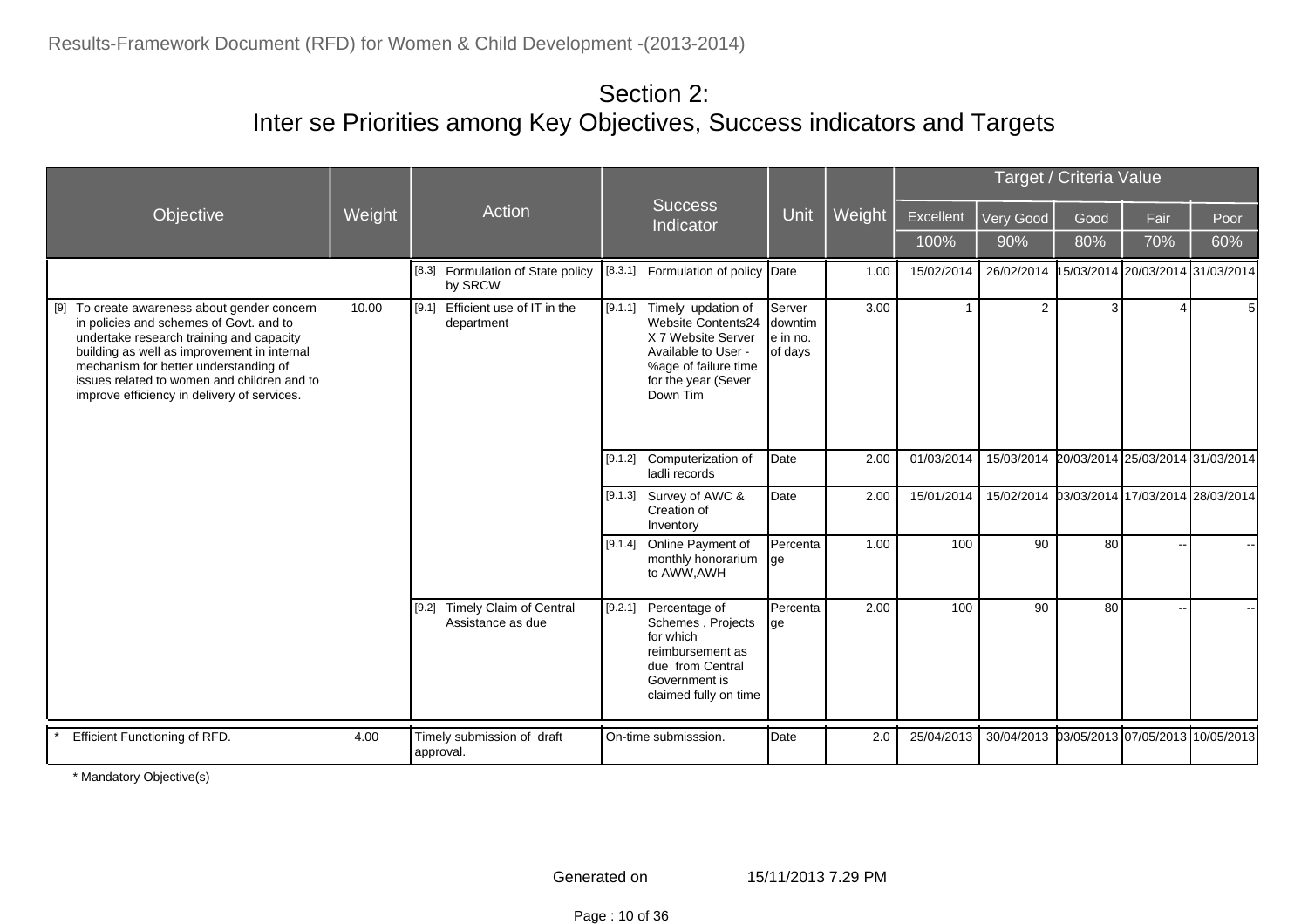## Section 2:
## Inter se Priorities among Key Objectives, Success indicators and Targets

| Objective | Weight | Action | Success Indicator | Unit | Weight | Target / Criteria Value | | | | |
|---|---|---|---|---|---|---|---|---|---|---|
| | | | | | | Excellent | Very Good | Good | Fair | Poor |
| | | | | | | 100% | 90% | 80% | 70% | 60% |
| | | [8.3] Formulation of State policy by SRCW | [8.3.1] Formulation of policy | Date | 1.00 | 15/02/2014 | 26/02/2014 | 15/03/2014 | 20/03/2014 | 31/03/2014 |
| [9] To create awareness about gender concern in policies and schemes of Govt. and to undertake research training and capacity building as well as improvement in internal mechanism for better understanding of issues related to women and children and to improve efficiency in delivery of services. | 10.00 | [9.1] Efficient use of IT in the department | [9.1.1] Timely updation of Website Contents24 X 7 Website Server Available to User - %age of failure time for the year (Sever Down Tim | Server downtime in no. of days | 3.00 | 1 | 2 | 3 | 4 | 5 |
| | | | [9.1.2] Computerization of ladli records | Date | 2.00 | 01/03/2014 | 15/03/2014 | 20/03/2014 | 25/03/2014 | 31/03/2014 |
| | | | [9.1.3] Survey of AWC & Creation of Inventory | Date | 2.00 | 15/01/2014 | 15/02/2014 | 03/03/2014 | 17/03/2014 | 28/03/2014 |
| | | | [9.1.4] Online Payment of monthly honorarium to AWW,AWH | Percentage | 1.00 | 100 | 90 | 80 | -- | -- |
| | | [9.2] Timely Claim of Central Assistance as due | [9.2.1] Percentage of Schemes , Projects for which reimbursement as due from Central Government is claimed fully on time | Percentage | 2.00 | 100 | 90 | 80 | -- | -- |
| * Efficient Functioning of RFD. | 4.00 | Timely submission of draft approval. | On-time submisssion. | Date | 2.0 | 25/04/2013 | 30/04/2013 | 03/05/2013 | 07/05/2013 | 10/05/2013 |

\* Mandatory Objective(s)

Generated on 15/11/2013 7.29 PM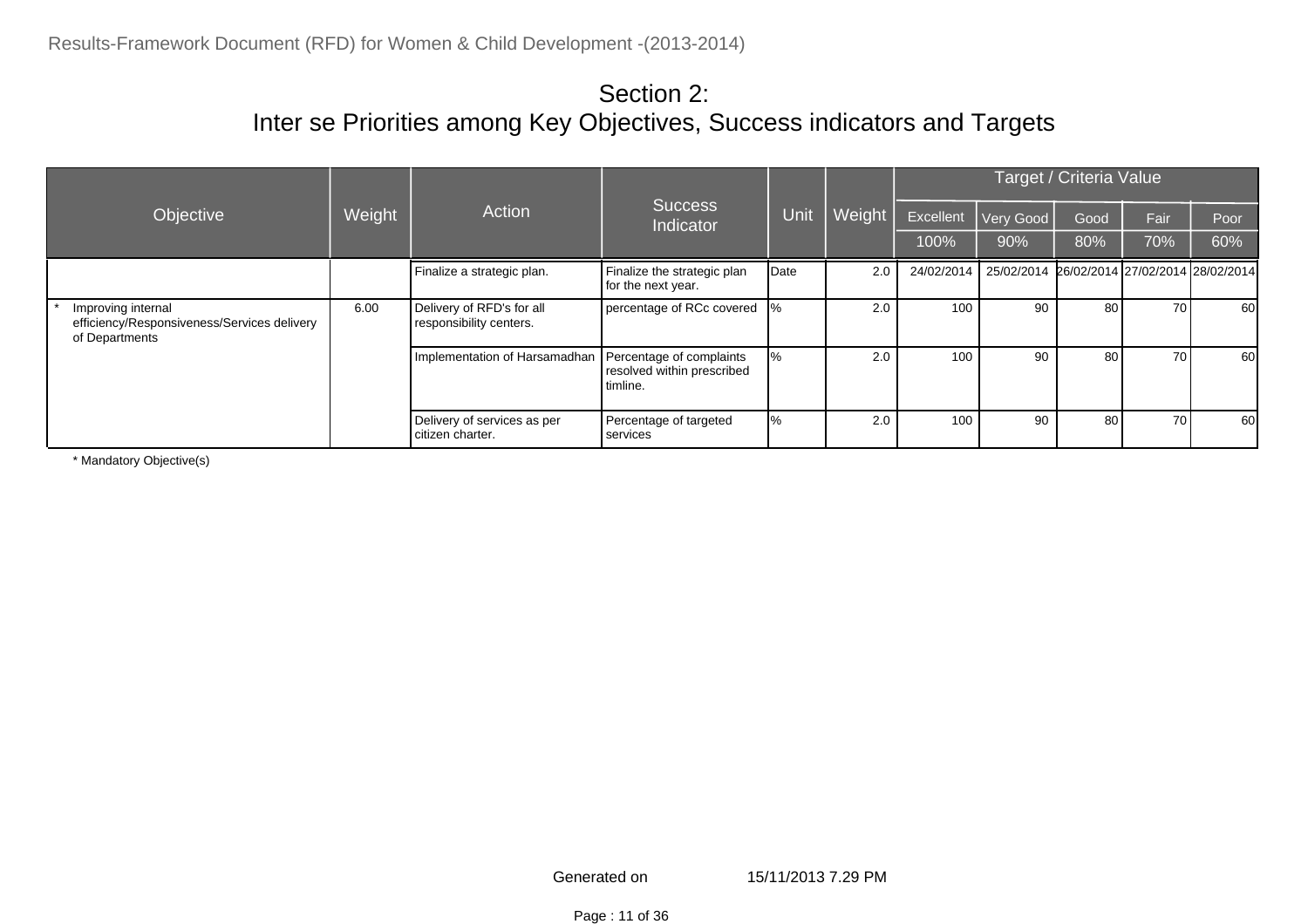# Section 2:
## Inter se Priorities among Key Objectives, Success indicators and Targets

| Objective | Weight | Action | Success Indicator | Unit | Weight | Target / Criteria Value | | | | |
|---|---|---|---|---|---|---|---|---|---|---|
| | | | | | | Excellent | Very Good | Good | Fair | Poor |
| | | | | | | 100% | 90% | 80% | 70% | 60% |
| | | Finalize a strategic plan. | Finalize the strategic plan for the next year. | Date | 2.0 | 24/02/2014 | 25/02/2014 | 26/02/2014 | 27/02/2014 | 28/02/2014 |
| * Improving internal efficiency/Responsiveness/Services delivery of Departments | 6.00 | Delivery of RFD's for all responsibility centers. | percentage of RCc covered | % | 2.0 | 100 | 90 | 80 | 70 | 60 |
| | | Implementation of Harsamadhan | Percentage of complaints resolved within prescribed timline. | % | 2.0 | 100 | 90 | 80 | 70 | 60 |
| | | Delivery of services as per citizen charter. | Percentage of targeted services | % | 2.0 | 100 | 90 | 80 | 70 | 60 |

* Mandatory Objective(s)

Generated on 15/11/2013 7.29 PM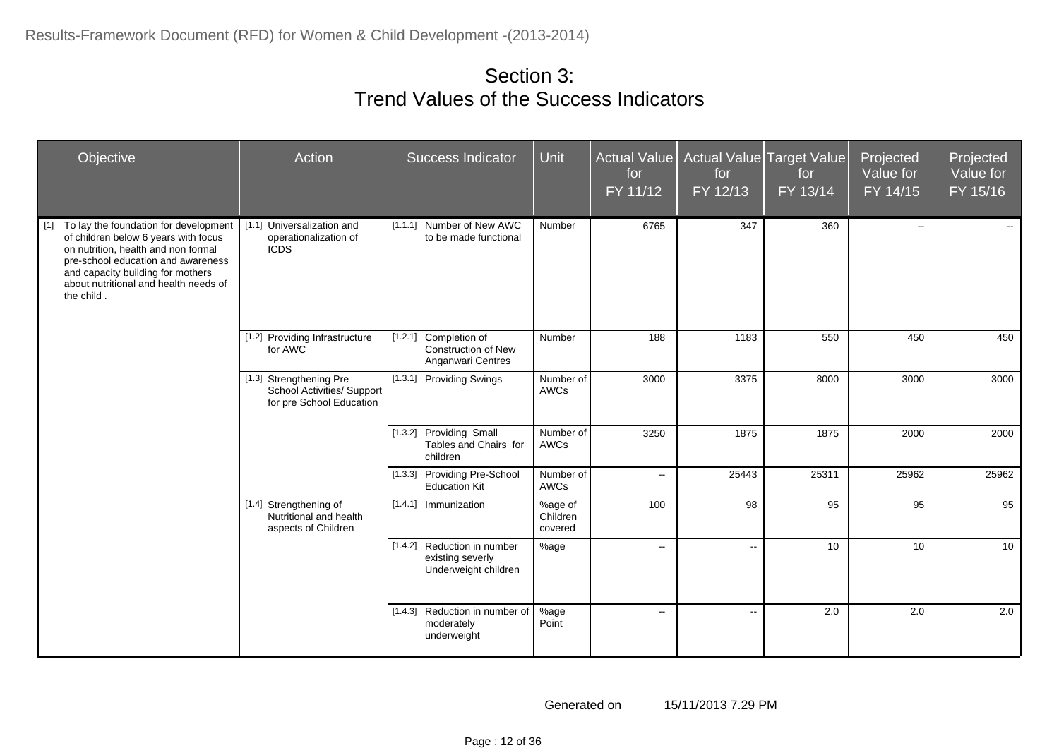# Section 3:
# Trend Values of the Success Indicators

| Objective | Action | Success Indicator | Unit | Actual Value for FY 11/12 | Actual Value for FY 12/13 | Target Value for FY 13/14 | Projected Value for FY 14/15 | Projected Value for FY 15/16 |
|---|---|---|---|---|---|---|---|---|
| [1] To lay the foundation for development of children below 6 years with focus on nutrition, health and non formal pre-school education and awareness and capacity building for mothers about nutritional and health needs of the child . | [1.1] Universalization and operationalization of ICDS | [1.1.1] Number of New AWC to be made functional | Number | 6765 | 347 | 360 | -- | -- |
| | [1.2] Providing Infrastructure for AWC | [1.2.1] Completion of Construction of New Anganwari Centres | Number | 188 | 1183 | 550 | 450 | 450 |
| | [1.3] Strengthening Pre School Activities/ Support for pre School Education | [1.3.1] Providing Swings | Number of AWCs | 3000 | 3375 | 8000 | 3000 | 3000 |
| | | [1.3.2] Providing Small Tables and Chairs for children | Number of AWCs | 3250 | 1875 | 1875 | 2000 | 2000 |
| | | [1.3.3] Providing Pre-School Education Kit | Number of AWCs | -- | 25443 | 25311 | 25962 | 25962 |
| | [1.4] Strengthening of Nutritional and health aspects of Children | [1.4.1] Immunization | %age of Children covered | 100 | 98 | 95 | 95 | 95 |
| | | [1.4.2] Reduction in number existing severly Underweight children | %age | -- | -- | 10 | 10 | 10 |
| | | [1.4.3] Reduction in number of moderately underweight | %age Point | -- | -- | 2.0 | 2.0 | 2.0 |

Generated on 15/11/2013 7.29 PM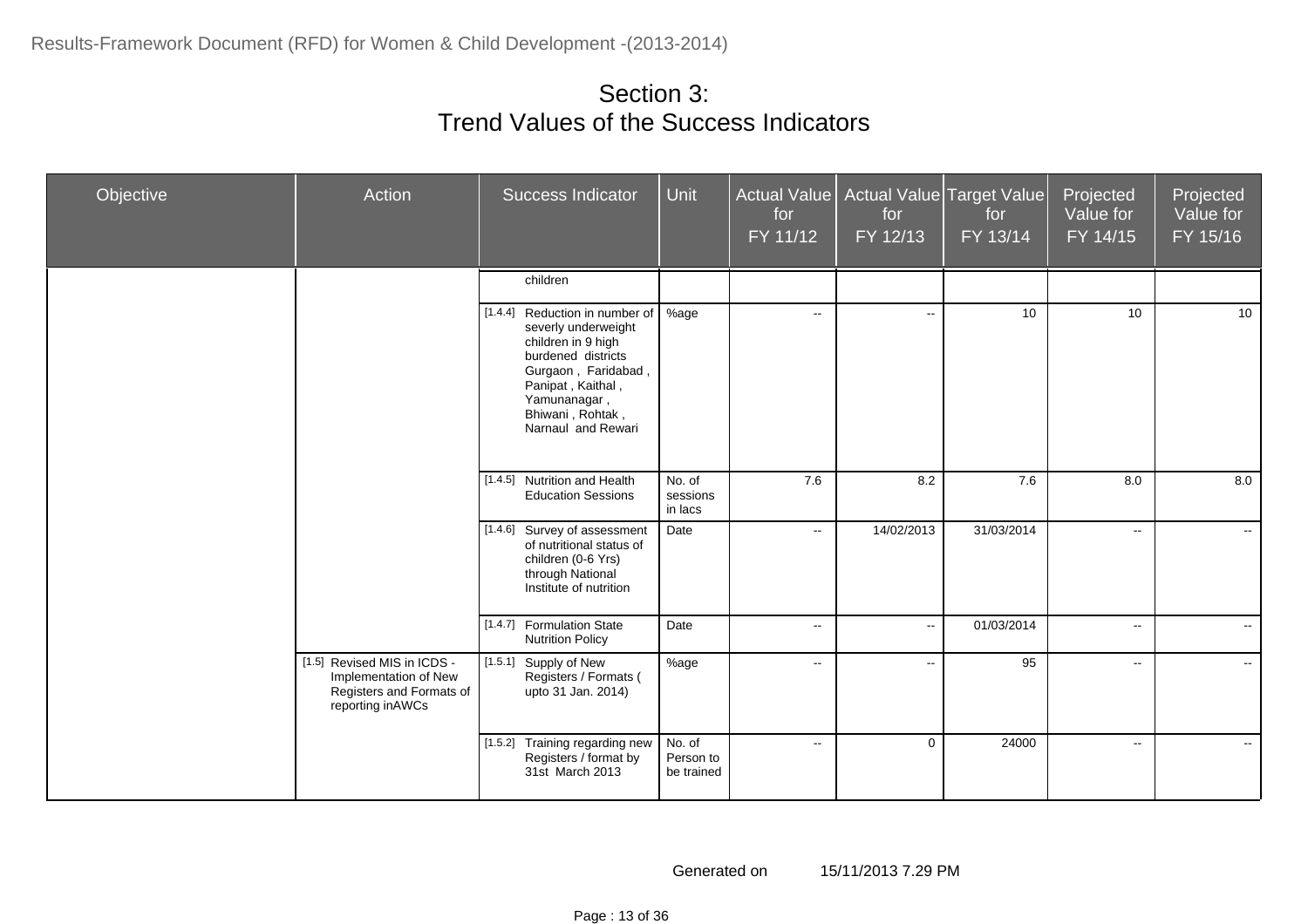# Section 3:
# Trend Values of the Success Indicators

| Objective | Action | Success Indicator | Unit | Actual Value for FY 11/12 | Actual Value for FY 12/13 | Target Value for FY 13/14 | Projected Value for FY 14/15 | Projected Value for FY 15/16 |
|---|---|---|---|---|---|---|---|---|
| | | children | | | | | | |
| | | [1.4.4] Reduction in number of severly underweight children in 9 high burdened districts Gurgaon , Faridabad , Panipat , Kaithal , Yamunanagar , Bhiwani , Rohtak , Narnaul and Rewari | %age | -- | -- | 10 | 10 | 10 |
| | | [1.4.5] Nutrition and Health Education Sessions | No. of sessions in lacs | 7.6 | 8.2 | 7.6 | 8.0 | 8.0 |
| | | [1.4.6] Survey of assessment of nutritional status of children (0-6 Yrs) through National Institute of nutrition | Date | -- | 14/02/2013 | 31/03/2014 | -- | -- |
| | | [1.4.7] Formulation State Nutrition Policy | Date | -- | -- | 01/03/2014 | -- | -- |
| | [1.5] Revised MIS in ICDS - Implementation of New Registers and Formats of reporting inAWCs | [1.5.1] Supply of New Registers / Formats ( upto 31 Jan. 2014) | %age | -- | -- | 95 | -- | -- |
| | | [1.5.2] Training regarding new Registers / format by 31st March 2013 | No. of Person to be trained | -- | 0 | 24000 | -- | -- |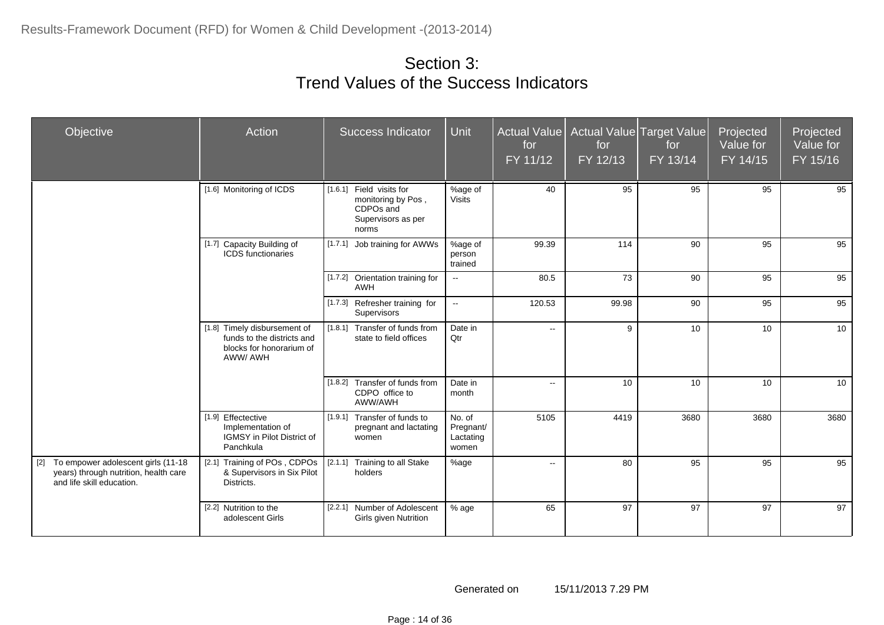# Section 3: Trend Values of the Success Indicators

| Objective | Action | Success Indicator | Unit | Actual Value for FY 11/12 | Actual Value for FY 12/13 | Target Value for FY 13/14 | Projected Value for FY 14/15 | Projected Value for FY 15/16 |
|---|---|---|---|---|---|---|---|---|
| | [1.6] Monitoring of ICDS | [1.6.1] Field visits for monitoring by Pos , CDPOs and Supervisors as per norms | %age of Visits | 40 | 95 | 95 | 95 | 95 |
| | [1.7] Capacity Building of ICDS functionaries | [1.7.1] Job training for AWWs | %age of person trained | 99.39 | 114 | 90 | 95 | 95 |
| | | [1.7.2] Orientation training for AWH | -- | 80.5 | 73 | 90 | 95 | 95 |
| | | [1.7.3] Refresher training for Supervisors | -- | 120.53 | 99.98 | 90 | 95 | 95 |
| | [1.8] Timely disbursement of funds to the districts and blocks for honorarium of AWW/ AWH | [1.8.1] Transfer of funds from state to field offices | Date in Qtr | -- | 9 | 10 | 10 | 10 |
| | | [1.8.2] Transfer of funds from CDPO office to AWW/AWH | Date in month | -- | 10 | 10 | 10 | 10 |
| | [1.9] Effectective Implementation of IGMSY in Pilot District of Panchkula | [1.9.1] Transfer of funds to pregnant and lactating women | No. of Pregnant/ Lactating women | 5105 | 4419 | 3680 | 3680 | 3680 |
| [2] To empower adolescent girls (11-18 years) through nutrition, health care and life skill education. | [2.1] Training of POs , CDPOs & Supervisors in Six Pilot Districts. | [2.1.1] Training to all Stake holders | %age | -- | 80 | 95 | 95 | 95 |
| | [2.2] Nutrition to the adolescent Girls | [2.2.1] Number of Adolescent Girls given Nutrition | % age | 65 | 97 | 97 | 97 | 97 |

Generated on 15/11/2013 7.29 PM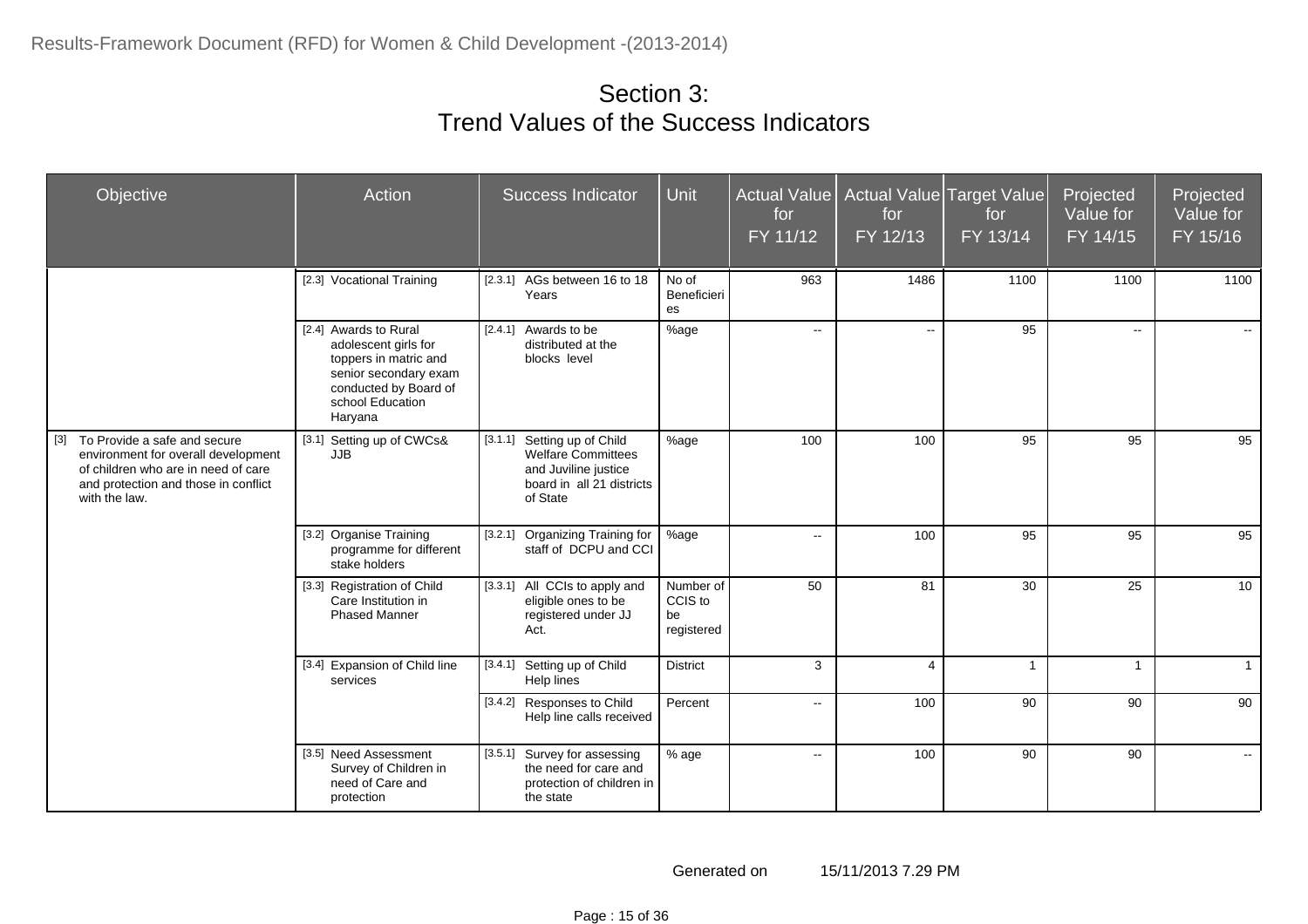# Section 3:
# Trend Values of the Success Indicators

| Objective | Action | Success Indicator | Unit | Actual Value for FY 11/12 | Actual Value for FY 12/13 | Target Value for FY 13/14 | Projected Value for FY 14/15 | Projected Value for FY 15/16 |
|---|---|---|---|---|---|---|---|---|
| | [2.3] Vocational Training | [2.3.1] AGs between 16 to 18 Years | No of Beneficieries | 963 | 1486 | 1100 | 1100 | 1100 |
| | [2.4] Awards to Rural adolescent girls for toppers in matric and senior secondary exam conducted by Board of school Education Haryana | [2.4.1] Awards to be distributed at the blocks level | %age | -- | -- | 95 | -- | -- |
| [3] To Provide a safe and secure environment for overall development of children who are in need of care and protection and those in conflict with the law. | [3.1] Setting up of CWCs& JJB | [3.1.1] Setting up of Child Welfare Committees and Juviline justice board in all 21 districts of State | %age | 100 | 100 | 95 | 95 | 95 |
| | [3.2] Organise Training programme for different stake holders | [3.2.1] Organizing Training for staff of DCPU and CCI | %age | -- | 100 | 95 | 95 | 95 |
| | [3.3] Registration of Child Care Institution in Phased Manner | [3.3.1] All CCIs to apply and eligible ones to be registered under JJ Act. | Number of CCIS to be registered | 50 | 81 | 30 | 25 | 10 |
| | [3.4] Expansion of Child line services | [3.4.1] Setting up of Child Help lines | District | 3 | 4 | 1 | 1 | 1 |
| | | [3.4.2] Responses to Child Help line calls received | Percent | -- | 100 | 90 | 90 | 90 |
| | [3.5] Need Assessment Survey of Children in need of Care and protection | [3.5.1] Survey for assessing the need for care and protection of children in the state | % age | -- | 100 | 90 | 90 | -- |

Generated on 15/11/2013 7.29 PM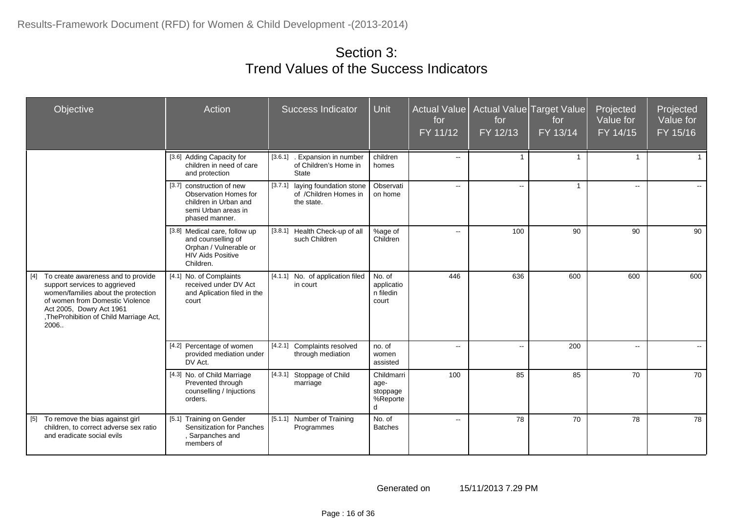# Section 3:
# Trend Values of the Success Indicators

| Objective | Action | Success Indicator | Unit | Actual Value for FY 11/12 | Actual Value for FY 12/13 | Target Value for FY 13/14 | Projected Value for FY 14/15 | Projected Value for FY 15/16 |
|---|---|---|---|---|---|---|---|---|
| | [3.6] Adding Capacity for children in need of care and protection | [3.6.1] . Expansion in number of Children's Home in State | children homes | -- | 1 | 1 | 1 | 1 |
| | [3.7] construction of new Observation Homes for children in Urban and semi Urban areas in phased manner. | [3.7.1] laying foundation stone of /Children Homes in the state. | Observation home | -- | -- | 1 | -- | -- |
| | [3.8] Medical care, follow up and counselling of Orphan / Vulnerable or HIV Aids Positive Children. | [3.8.1] Health Check-up of all such Children | %age of Children | -- | 100 | 90 | 90 | 90 |
| [4] To create awareness and to provide support services to aggrieved women/families about the protection of women from Domestic Violence Act 2005, Dowry Act 1961 ,TheProhibition of Child Marriage Act, 2006.. | [4.1] No. of Complaints received under DV Act and Aplication filed in the court | [4.1.1] No. of application filed in court | No. of application filedin court | 446 | 636 | 600 | 600 | 600 |
| | [4.2] Percentage of women provided mediation under DV Act. | [4.2.1] Complaints resolved through mediation | no. of women assisted | -- | -- | 200 | -- | -- |
| | [4.3] No. of Child Marriage Prevented through counselling / Injuctions orders. | [4.3.1] Stoppage of Child marriage | Childmarriage-stoppage %Reported | 100 | 85 | 85 | 70 | 70 |
| [5] To remove the bias against girl children, to correct adverse sex ratio and eradicate social evils | [5.1] Training on Gender Sensitization for Panches , Sarpanches and members of | [5.1.1] Number of Training Programmes | No. of Batches | -- | 78 | 70 | 78 | 78 |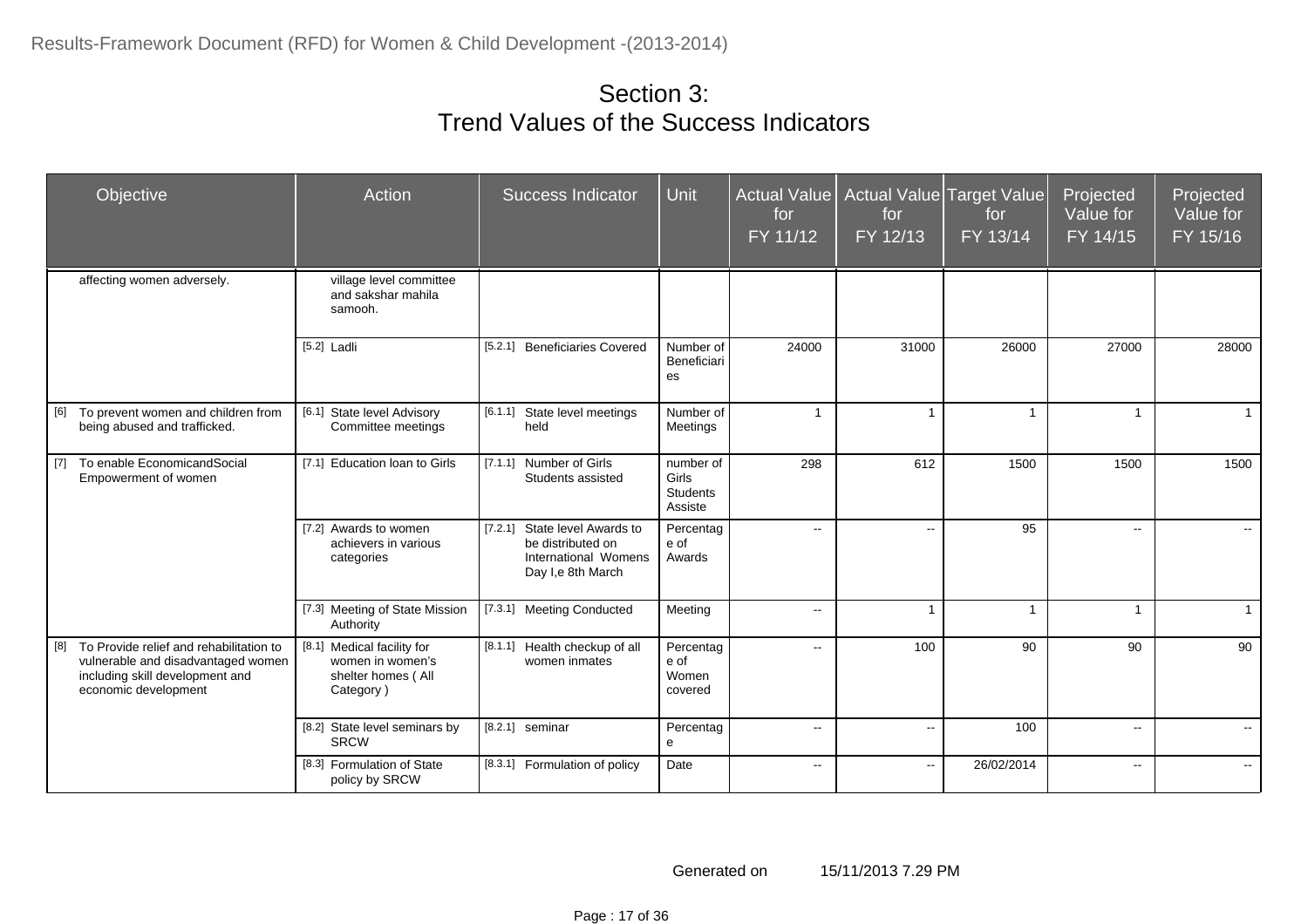# Section 3:
# Trend Values of the Success Indicators

| Objective | Action | Success Indicator | Unit | Actual Value for FY 11/12 | Actual Value for FY 12/13 | Target Value for FY 13/14 | Projected Value for FY 14/15 | Projected Value for FY 15/16 |
|---|---|---|---|---|---|---|---|---|
| affecting women adversely. | village level committee and sakshar mahila samooh. | | | | | | | |
| | [5.2] Ladli | [5.2.1] Beneficiaries Covered | Number of Beneficiaries | 24000 | 31000 | 26000 | 27000 | 28000 |
| [6] To prevent women and children from being abused and trafficked. | [6.1] State level Advisory Committee meetings | [6.1.1] State level meetings held | Number of Meetings | 1 | 1 | 1 | 1 | 1 |
| [7] To enable EconomicandSocial Empowerment of women | [7.1] Education loan to Girls | [7.1.1] Number of Girls Students assisted | number of Girls Students Assiste | 298 | 612 | 1500 | 1500 | 1500 |
| | [7.2] Awards to women achievers in various categories | [7.2.1] State level Awards to be distributed on International Womens Day I,e 8th March | Percentage of Awards | -- | -- | 95 | -- | -- |
| | [7.3] Meeting of State Mission Authority | [7.3.1] Meeting Conducted | Meeting | -- | 1 | 1 | 1 | 1 |
| [8] To Provide relief and rehabilitation to vulnerable and disadvantaged women including skill development and economic development | [8.1] Medical facility for women in women's shelter homes ( All Category ) | [8.1.1] Health checkup of all women inmates | Percentage of Women covered | -- | 100 | 90 | 90 | 90 |
| | [8.2] State level seminars by SRCW | [8.2.1] seminar | Percentage | -- | -- | 100 | -- | -- |
| | [8.3] Formulation of State policy by SRCW | [8.3.1] Formulation of policy | Date | -- | -- | 26/02/2014 | -- | -- |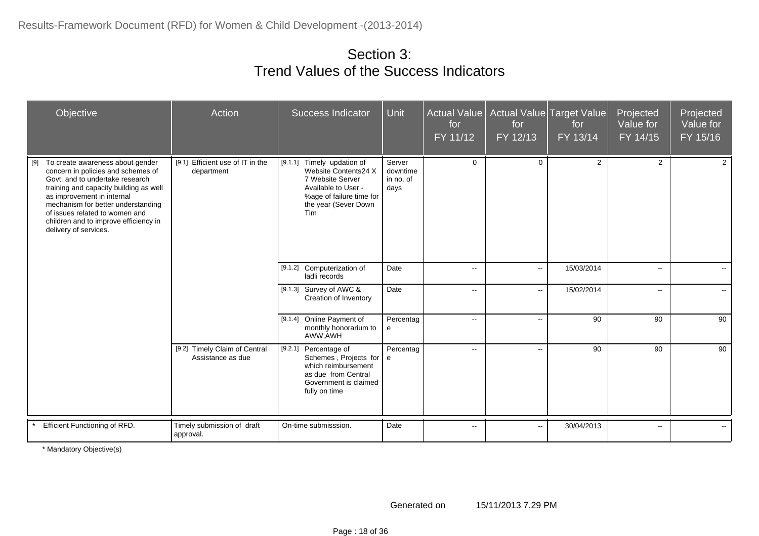# Section 3:
# Trend Values of the Success Indicators

| Objective | Action | Success Indicator | Unit | Actual Value for FY 11/12 | Actual Value for FY 12/13 | Target Value for FY 13/14 | Projected Value for FY 14/15 | Projected Value for FY 15/16 |
|---|---|---|---|---|---|---|---|---|
| [9] To create awareness about gender concern in policies and schemes of Govt. and to undertake research training and capacity building as well as improvement in internal mechanism for better understanding of issues related to women and children and to improve efficiency in delivery of services. | [9.1] Efficient use of IT in the department | [9.1.1] Timely updation of Website Contents24 X 7 Website Server Available to User - %age of failure time for the year (Sever Down Tim | Server downtime in no. of days | 0 | 0 | 2 | 2 | 2 |
| | | [9.1.2] Computerization of ladli records | Date | -- | -- | 15/03/2014 | -- | -- |
| | | [9.1.3] Survey of AWC & Creation of Inventory | Date | -- | -- | 15/02/2014 | -- | -- |
| | | [9.1.4] Online Payment of monthly honorarium to AWW,AWH | Percentage | -- | -- | 90 | 90 | 90 |
| | [9.2] Timely Claim of Central Assistance as due | [9.2.1] Percentage of Schemes , Projects for which reimbursement as due from Central Government is claimed fully on time | Percentage | -- | -- | 90 | 90 | 90 |
| * Efficient Functioning of RFD. | Timely submission of draft approval. | On-time submisssion. | Date | -- | -- | 30/04/2013 | -- | -- |

\* Mandatory Objective(s)

Generated on 15/11/2013 7.29 PM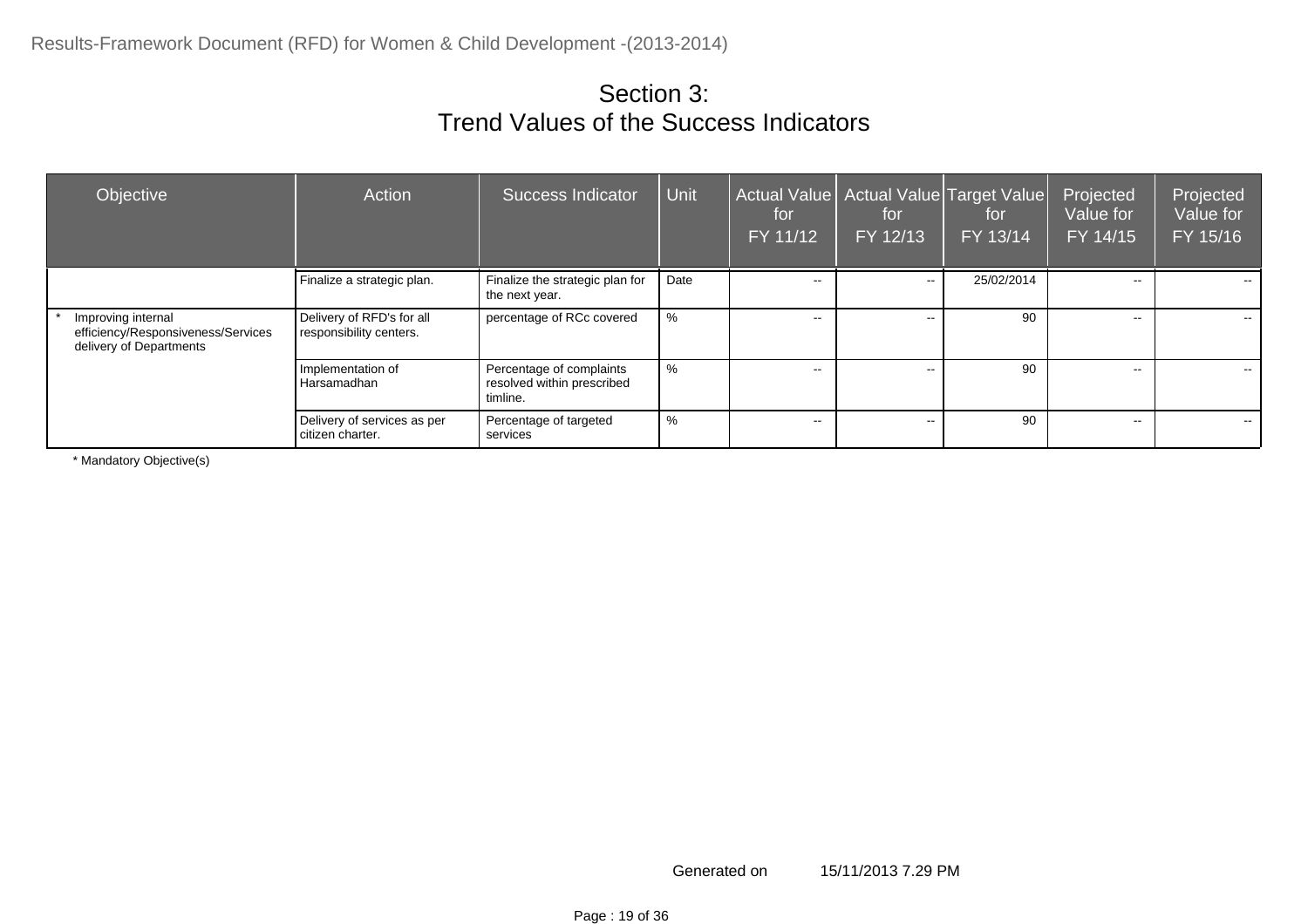# Section 3:
# Trend Values of the Success Indicators

| Objective | Action | Success Indicator | Unit | Actual Value for FY 11/12 | Actual Value for FY 12/13 | Target Value for FY 13/14 | Projected Value for FY 14/15 | Projected Value for FY 15/16 |
|---|---|---|---|---|---|---|---|---|
| | Finalize a strategic plan. | Finalize the strategic plan for the next year. | Date | -- | -- | 25/02/2014 | -- | -- |
| * Improving internal efficiency/Responsiveness/Services delivery of Departments | Delivery of RFD's for all responsibility centers. | percentage of RCc covered | % | -- | -- | 90 | -- | -- |
| | Implementation of Harsamadhan | Percentage of complaints resolved within prescribed timline. | % | -- | -- | 90 | -- | -- |
| | Delivery of services as per citizen charter. | Percentage of targeted services | % | -- | -- | 90 | -- | -- |

\* Mandatory Objective(s)

Generated on 15/11/2013 7.29 PM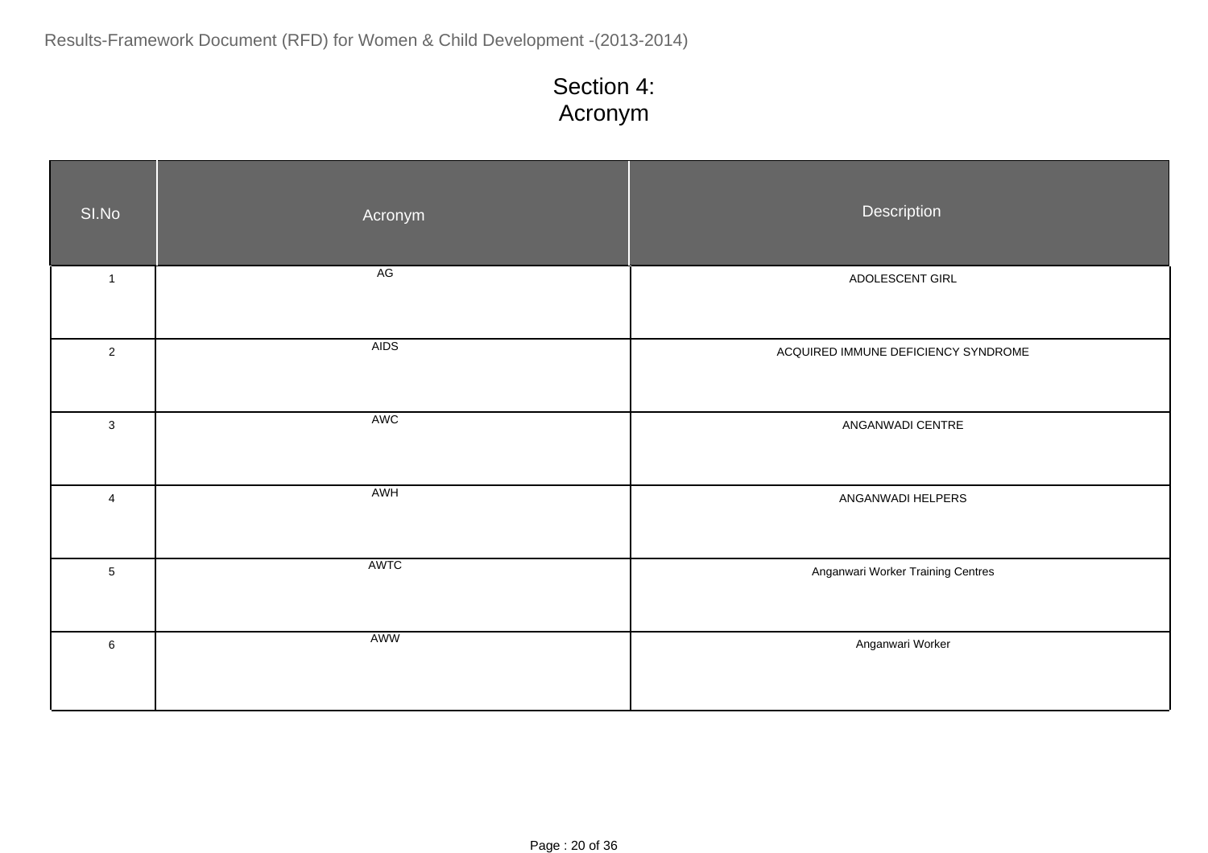# Section 4: Acronym

| SI.No | Acronym | Description |
|---|---|---|
| 1 | AG | ADOLESCENT GIRL |
| 2 | AIDS | ACQUIRED IMMUNE DEFICIENCY SYNDROME |
| 3 | AWC | ANGANWADI CENTRE |
| 4 | AWH | ANGANWADI HELPERS |
| 5 | AWTC | Anganwari Worker Training Centres |
| 6 | AWW | Anganwari Worker |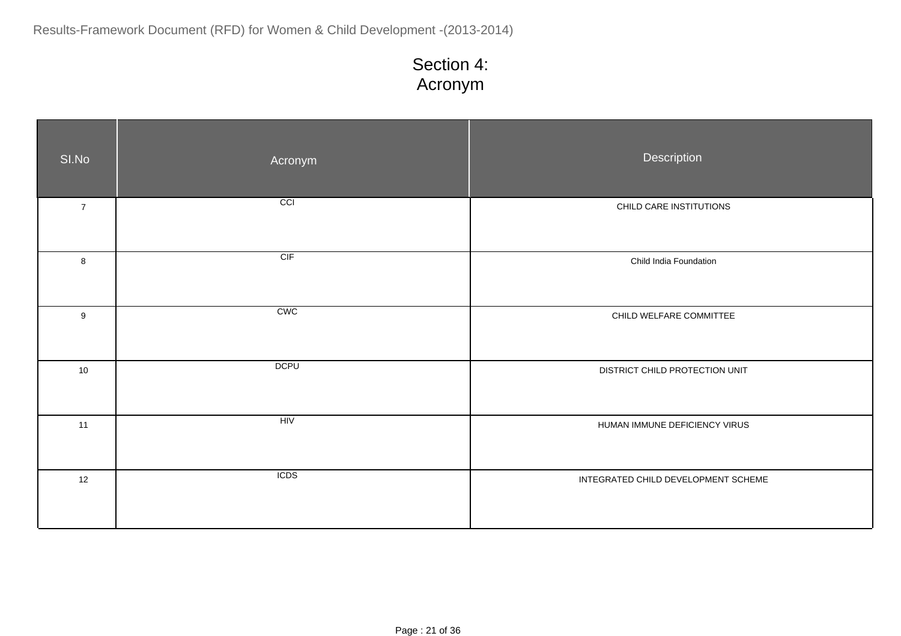# Section 4:
# Acronym

| SI.No | Acronym | Description |
|---|---|---|
| 7 | CCI | CHILD CARE INSTITUTIONS |
| 8 | CIF | Child India Foundation |
| 9 | CWC | CHILD WELFARE COMMITTEE |
| 10 | DCPU | DISTRICT CHILD PROTECTION UNIT |
| 11 | HIV | HUMAN IMMUNE DEFICIENCY VIRUS |
| 12 | ICDS | INTEGRATED CHILD DEVELOPMENT SCHEME |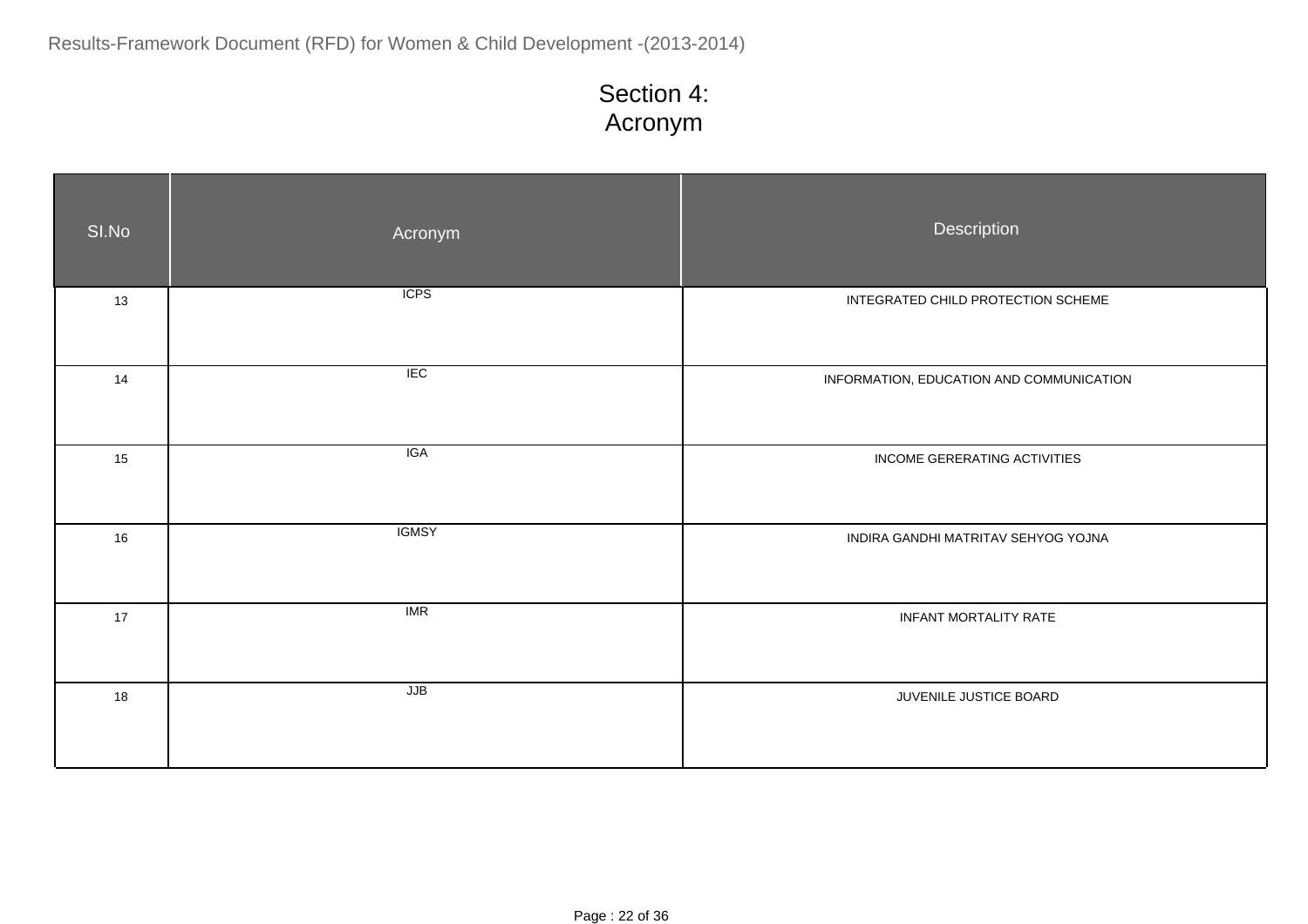# Section 4:
# Acronym

| SI.No | Acronym | Description |
|---|---|---|
| 13 | ICPS | INTEGRATED CHILD PROTECTION SCHEME |
| 14 | IEC | INFORMATION, EDUCATION AND COMMUNICATION |
| 15 | IGA | INCOME GERERATING ACTIVITIES |
| 16 | IGMSY | INDIRA GANDHI MATRITAV SEHYOG YOJNA |
| 17 | IMR | INFANT MORTALITY RATE |
| 18 | JJB | JUVENILE JUSTICE BOARD |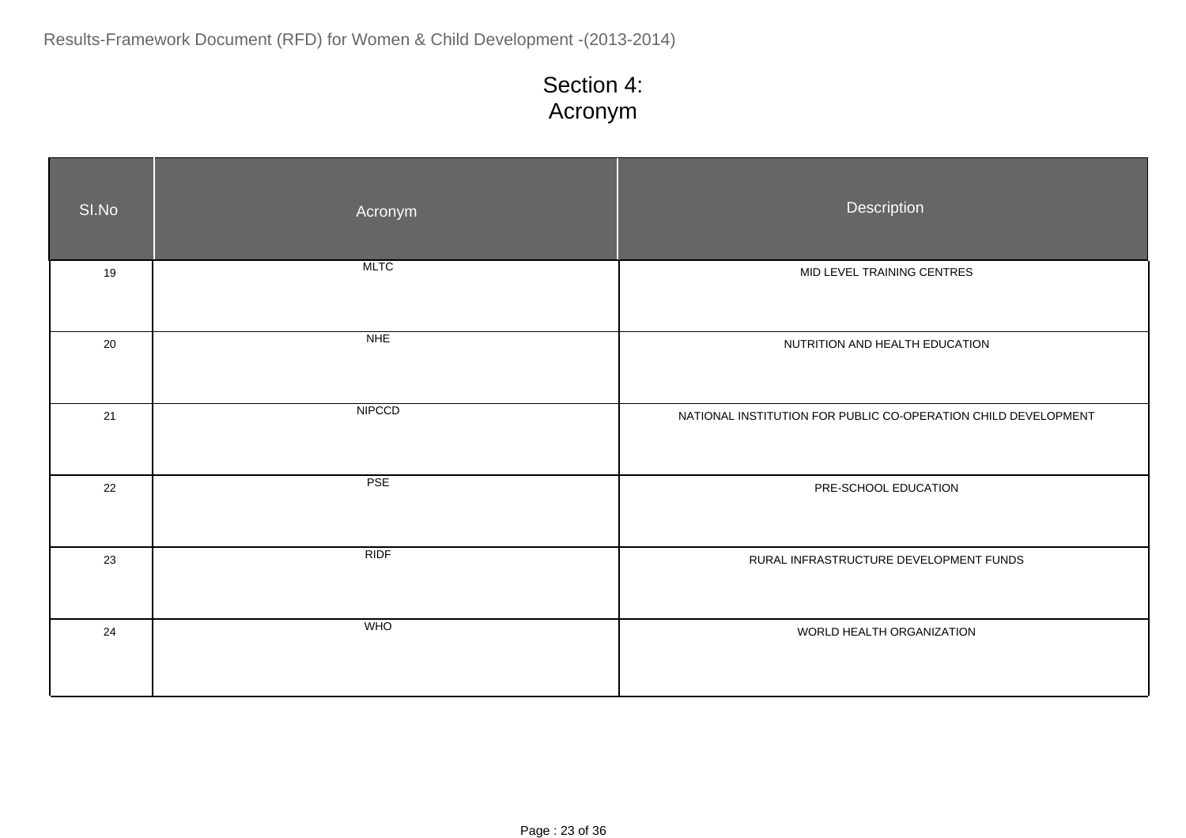# Section 4:
# Acronym

| SI.No | Acronym | Description |
|---|---|---|
| 19 | MLTC | MID LEVEL TRAINING CENTRES |
| 20 | NHE | NUTRITION AND HEALTH EDUCATION |
| 21 | NIPCCD | NATIONAL INSTITUTION FOR PUBLIC CO-OPERATION CHILD DEVELOPMENT |
| 22 | PSE | PRE-SCHOOL EDUCATION |
| 23 | RIDF | RURAL INFRASTRUCTURE DEVELOPMENT FUNDS |
| 24 | WHO | WORLD HEALTH ORGANIZATION |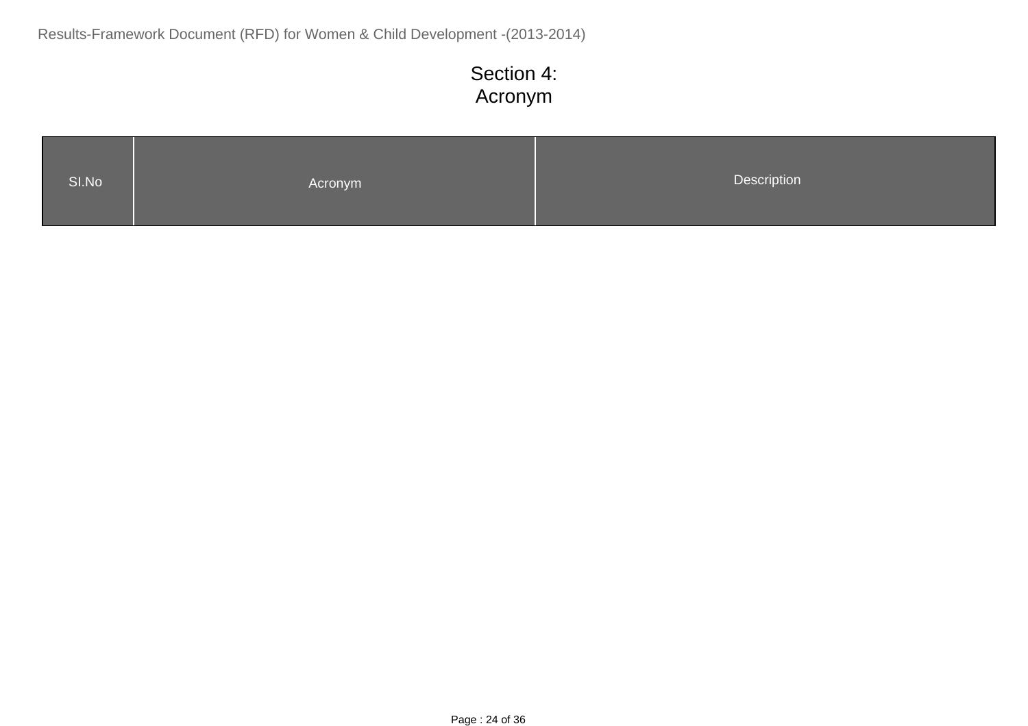# Section 4:
# Acronym

| SI.No | Acronym | Description |
| --- | --- | --- |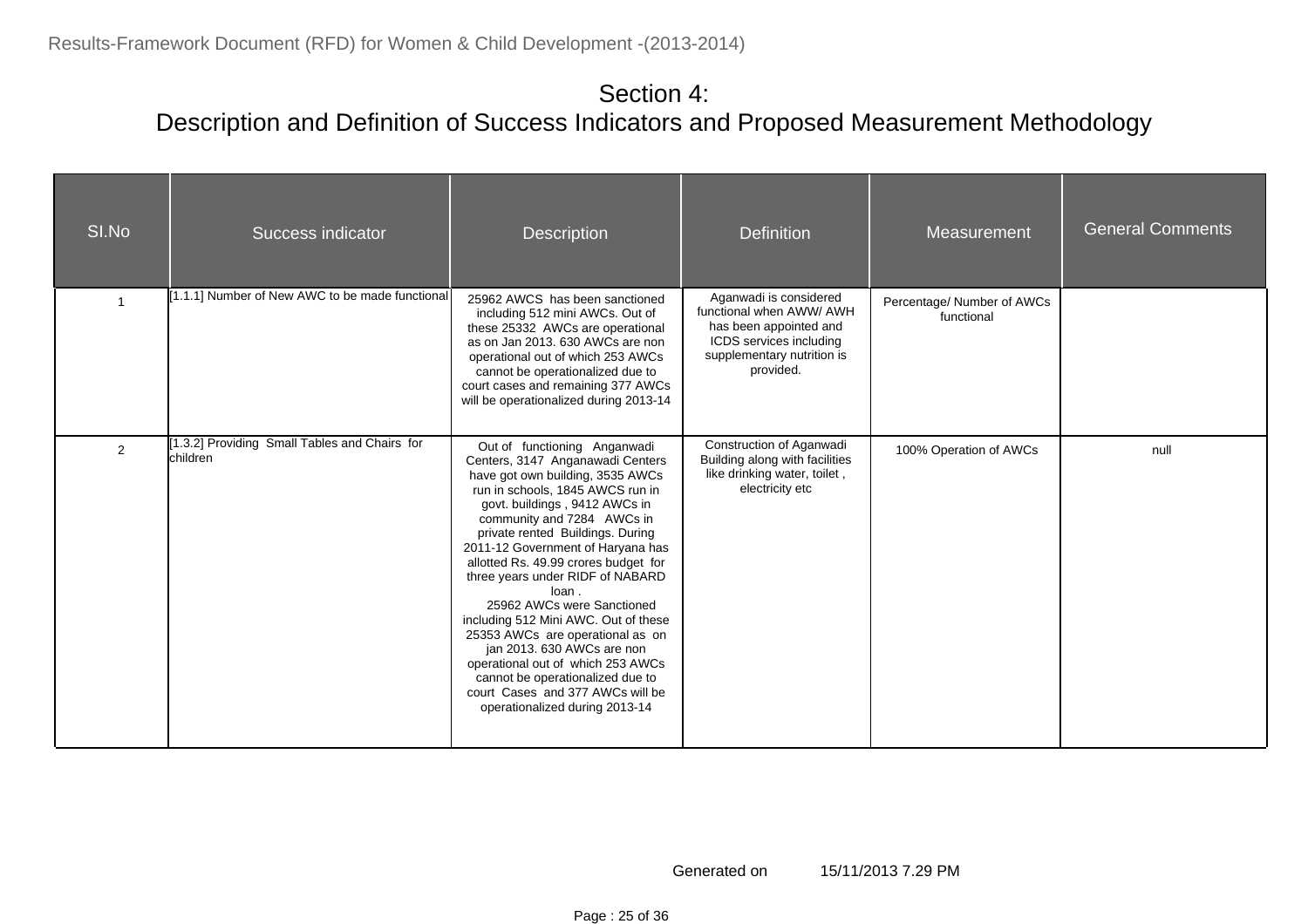# Section 4:
## Description and Definition of Success Indicators and Proposed Measurement Methodology

| SI.No | Success indicator | Description | Definition | Measurement | General Comments |
|---|---|---|---|---|---|
| 1 | [1.1.1] Number of New AWC to be made functional | 25962 AWCS has been sanctioned including 512 mini AWCs. Out of these 25332 AWCs are operational as on Jan 2013. 630 AWCs are non operational out of which 253 AWCs cannot be operationalized due to court cases and remaining 377 AWCs will be operationalized during 2013-14 | Aganwadi is considered functional when AWW/ AWH has been appointed and ICDS services including supplementary nutrition is provided. | Percentage/ Number of AWCs functional | |
| 2 | [1.3.2] Providing Small Tables and Chairs for children | Out of functioning Anganwadi Centers, 3147 Anganawadi Centers have got own building, 3535 AWCs run in schools, 1845 AWCS run in govt. buildings , 9412 AWCs in community and 7284 AWCs in private rented Buildings. During 2011-12 Government of Haryana has allotted Rs. 49.99 crores budget for three years under RIDF of NABARD loan . 25962 AWCs were Sanctioned including 512 Mini AWC. Out of these 25353 AWCs are operational as on jan 2013. 630 AWCs are non operational out of which 253 AWCs cannot be operationalized due to court Cases and 377 AWCs will be operationalized during 2013-14 | Construction of Aganwadi Building along with facilities like drinking water, toilet , electricity etc | 100% Operation of AWCs | null |

Generated on 15/11/2013 7.29 PM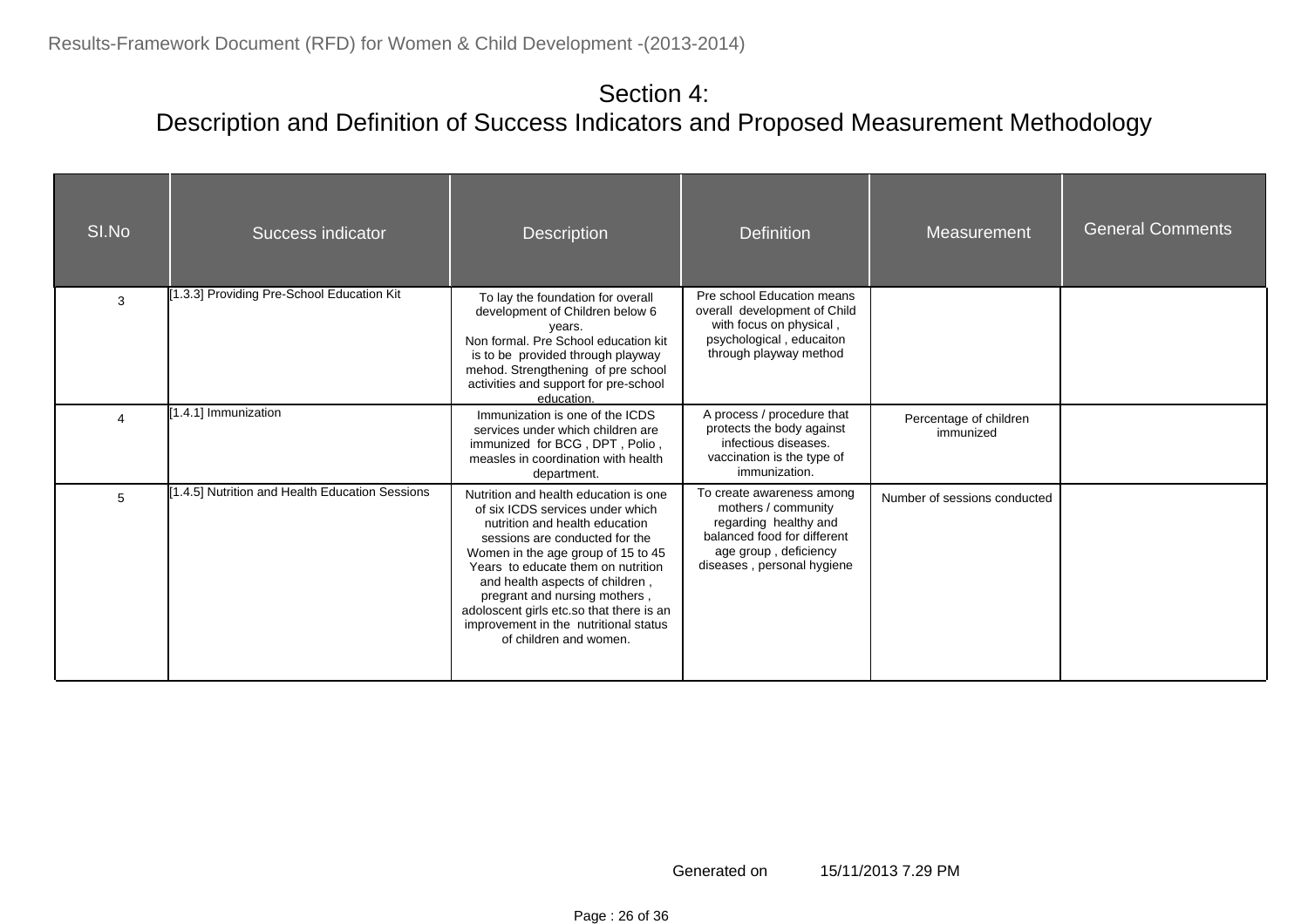## Section 4:
## Description and Definition of Success Indicators and Proposed Measurement Methodology

| SI.No | Success indicator | Description | Definition | Measurement | General Comments |
|---|---|---|---|---|---|
| 3 | [1.3.3] Providing Pre-School Education Kit | To lay the foundation for overall development of Children below 6 years. Non formal. Pre School education kit is to be provided through playway mehod. Strengthening of pre school activities and support for pre-school education. | Pre school Education means overall development of Child with focus on physical , psychological , educaiton through playway method | | |
| 4 | [1.4.1] Immunization | Immunization is one of the ICDS services under which children are immunized for BCG , DPT , Polio , measles in coordination with health department. | A process / procedure that protects the body against infectious diseases. vaccination is the type of immunization. | Percentage of children immunized | |
| 5 | [1.4.5] Nutrition and Health Education Sessions | Nutrition and health education is one of six ICDS services under which nutrition and health education sessions are conducted for the Women in the age group of 15 to 45 Years to educate them on nutrition and health aspects of children , pregrant and nursing mothers , adoloscent girls etc.so that there is an improvement in the nutritional status of children and women. | To create awareness among mothers / community regarding healthy and balanced food for different age group , deficiency diseases , personal hygiene | Number of sessions conducted | |

Generated on 15/11/2013 7.29 PM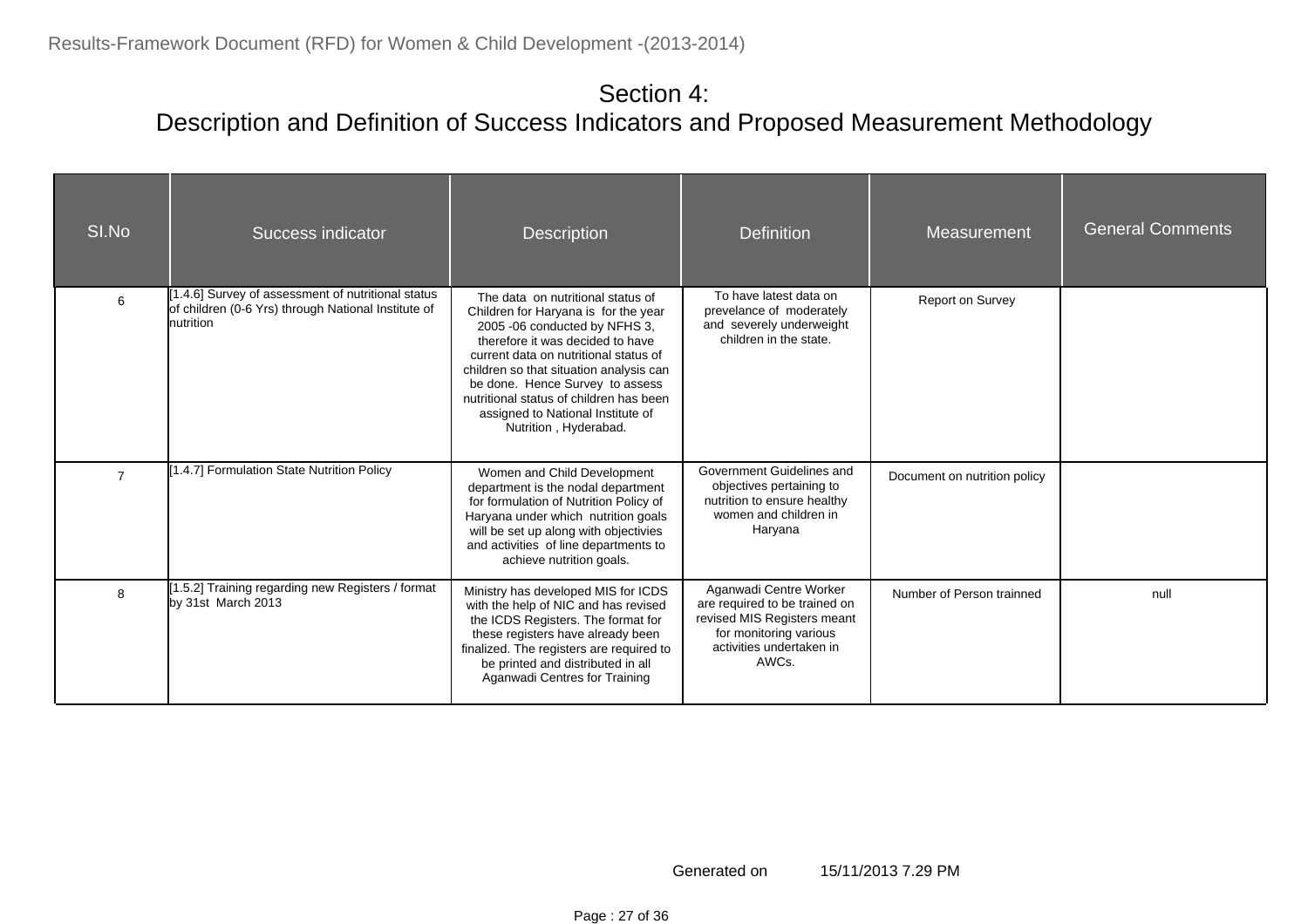# Section 4:
## Description and Definition of Success Indicators and Proposed Measurement Methodology

| SI.No | Success indicator | Description | Definition | Measurement | General Comments |
|---|---|---|---|---|---|
| 6 | [1.4.6] Survey of assessment of nutritional status of children (0-6 Yrs) through National Institute of nutrition | The data on nutritional status of Children for Haryana is for the year 2005 -06 conducted by NFHS 3, therefore it was decided to have current data on nutritional status of children so that situation analysis can be done. Hence Survey to assess nutritional status of children has been assigned to National Institute of Nutrition , Hyderabad. | To have latest data on prevelance of moderately and severely underweight children in the state. | Report on Survey | |
| 7 | [1.4.7] Formulation State Nutrition Policy | Women and Child Development department is the nodal department for formulation of Nutrition Policy of Haryana under which nutrition goals will be set up along with objectivies and activities of line departments to achieve nutrition goals. | Government Guidelines and objectives pertaining to nutrition to ensure healthy women and children in Haryana | Document on nutrition policy | |
| 8 | [1.5.2] Training regarding new Registers / format by 31st March 2013 | Ministry has developed MIS for ICDS with the help of NIC and has revised the ICDS Registers. The format for these registers have already been finalized. The registers are required to be printed and distributed in all Aganwadi Centres for Training | Aganwadi Centre Worker are required to be trained on revised MIS Registers meant for monitoring various activities undertaken in AWCs. | Number of Person trainned | null |

Generated on 15/11/2013 7.29 PM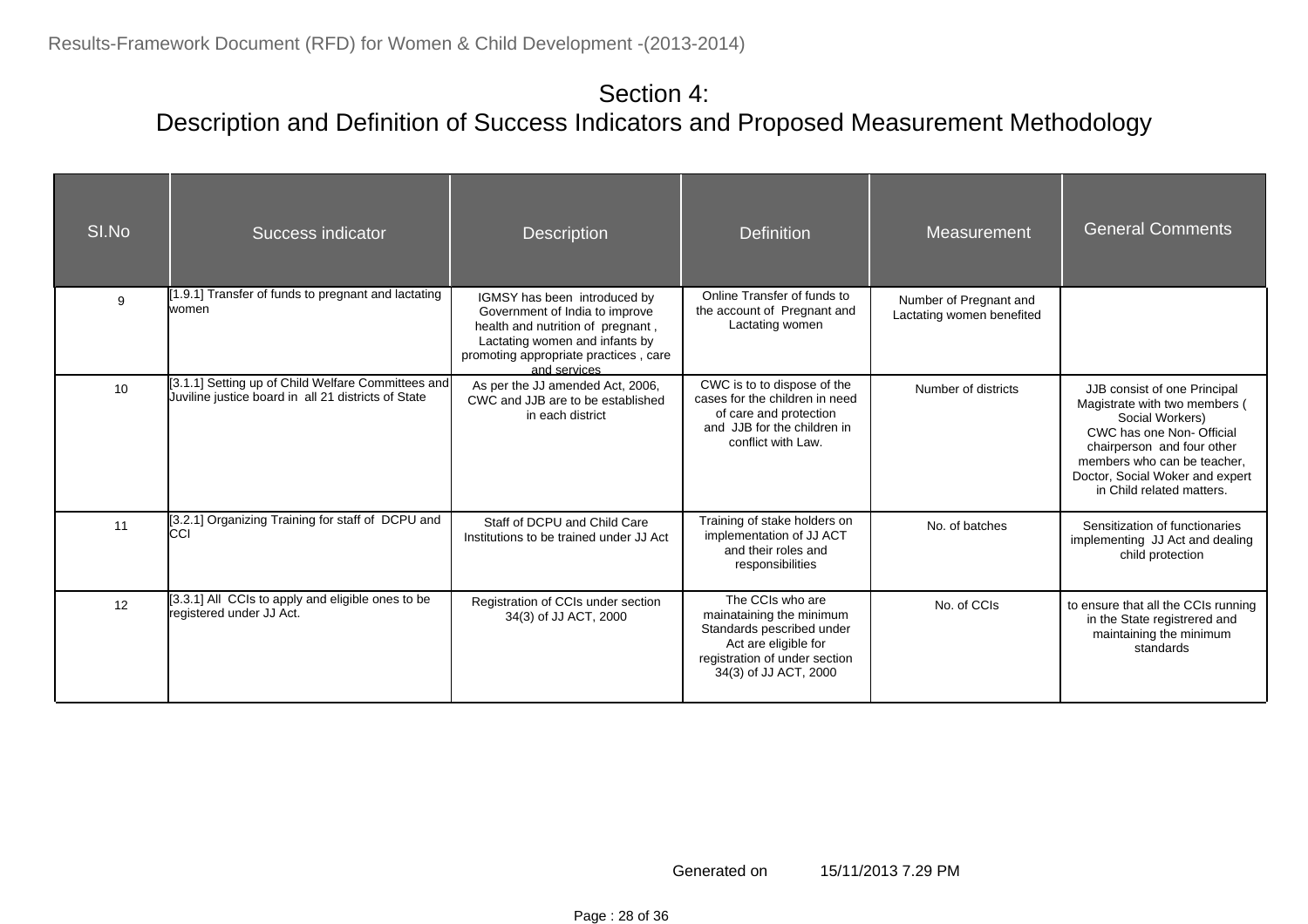# Section 4:
## Description and Definition of Success Indicators and Proposed Measurement Methodology

| SI.No | Success indicator | Description | Definition | Measurement | General Comments |
|---|---|---|---|---|---|
| 9 | [1.9.1] Transfer of funds to pregnant and lactating women | IGMSY has been introduced by Government of India to improve health and nutrition of pregnant , Lactating women and infants by promoting appropriate practices , care and services | Online Transfer of funds to the account of Pregnant and Lactating women | Number of Pregnant and Lactating women benefited | |
| 10 | [3.1.1] Setting up of Child Welfare Committees and Juviline justice board in all 21 districts of State | As per the JJ amended Act, 2006, CWC and JJB are to be established in each district | CWC is to to dispose of the cases for the children in need of care and protection and JJB for the children in conflict with Law. | Number of districts | JJB consist of one Principal Magistrate with two members ( Social Workers) CWC has one Non- Official chairperson and four other members who can be teacher, Doctor, Social Woker and expert in Child related matters. |
| 11 | [3.2.1] Organizing Training for staff of DCPU and CCI | Staff of DCPU and Child Care Institutions to be trained under JJ Act | Training of stake holders on implementation of JJ ACT and their roles and responsibilities | No. of batches | Sensitization of functionaries implementing JJ Act and dealing child protection |
| 12 | [3.3.1] All CCIs to apply and eligible ones to be registered under JJ Act. | Registration of CCIs under section 34(3) of JJ ACT, 2000 | The CCIs who are mainataining the minimum Standards pescribed under Act are eligible for registration of under section 34(3) of JJ ACT, 2000 | No. of CCIs | to ensure that all the CCIs running in the State registrered and maintaining the minimum standards |

Generated on 15/11/2013 7.29 PM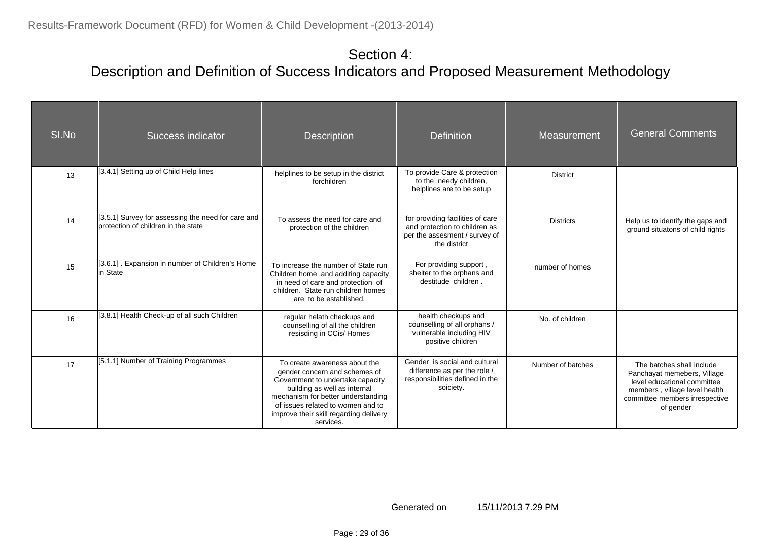# Section 4:
## Description and Definition of Success Indicators and Proposed Measurement Methodology

| SI.No | Success indicator | Description | Definition | Measurement | General Comments |
|---|---|---|---|---|---|
| 13 | [3.4.1] Setting up of Child Help lines | helplines to be setup in the district forchildren | To provide Care & protection to the needy children, helplines are to be setup | District | |
| 14 | [3.5.1] Survey for assessing the need for care and protection of children in the state | To assess the need for care and protection of the children | for providing facilities of care and protection to children as per the assesment / survey of the district | Districts | Help us to identify the gaps and ground situatons of child rights |
| 15 | [3.6.1] . Expansion in number of Children's Home in State | To increase the number of State run Children home .and additing capacity in need of care and protection of children. State run children homes are to be established. | For providing support , shelter to the orphans and destitude children . | number of homes | |
| 16 | [3.8.1] Health Check-up of all such Children | regular helath checkups and counselling of all the children resisding in CCis/ Homes | health checkups and counselling of all orphans / vulnerable including HIV positive children | No. of children | |
| 17 | [5.1.1] Number of Training Programmes | To create awareness about the gender concern and schemes of Government to undertake capacity building as well as internal mechanism for better understanding of issues related to women and to improve their skill regarding delivery services. | Gender is social and cultural difference as per the role / responsibilities defined in the soiciety. | Number of batches | The batches shall include Panchayat memebers, Village level educational committee members , village level health committee members irrespective of gender |

Generated on 15/11/2013 7.29 PM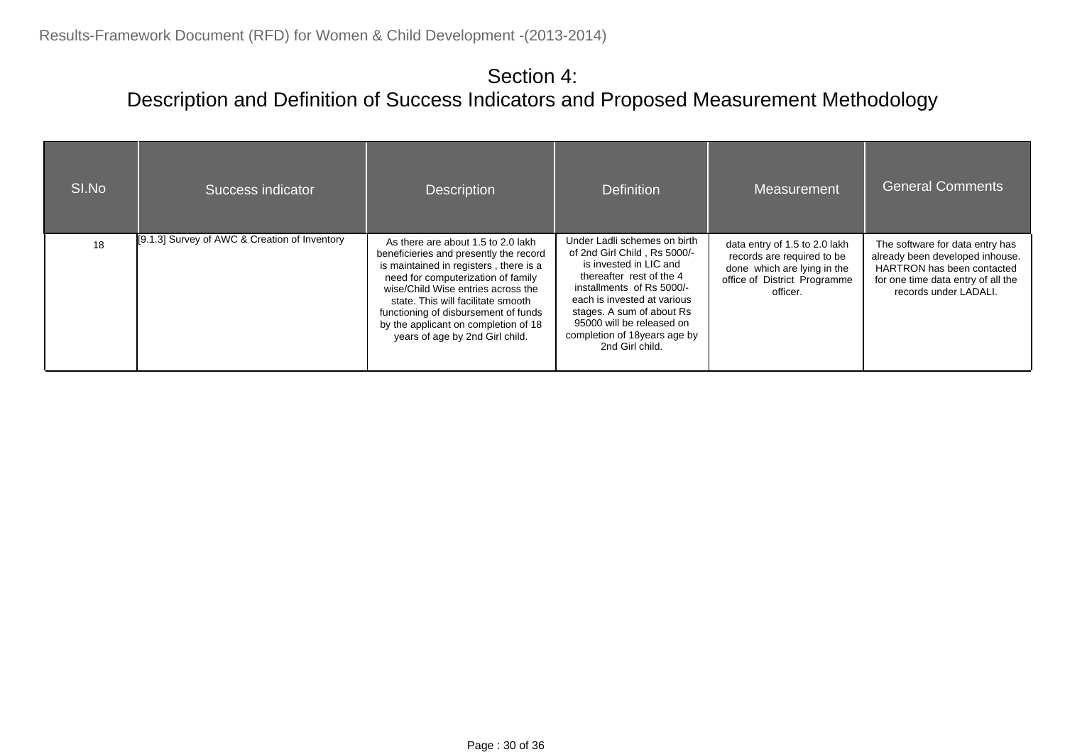# Section 4:
## Description and Definition of Success Indicators and Proposed Measurement Methodology

| SI.No | Success indicator | Description | Definition | Measurement | General Comments |
|---|---|---|---|---|---|
| 18 | [9.1.3] Survey of AWC & Creation of Inventory | As there are about 1.5 to 2.0 lakh beneficieries and presently the record is maintained in registers , there is a need for computerization of family wise/Child Wise entries across the state. This will facilitate smooth functioning of disbursement of funds by the applicant on completion of 18 years of age by 2nd Girl child. | Under Ladli schemes on birth of 2nd Girl Child , Rs 5000/- is invested in LIC and thereafter rest of the 4 installments of Rs 5000/- each is invested at various stages. A sum of about Rs 95000 will be released on completion of 18years age by 2nd Girl child. | data entry of 1.5 to 2.0 lakh records are required to be done which are lying in the office of District Programme officer. | The software for data entry has already been developed inhouse. HARTRON has been contacted for one time data entry of all the records under LADALI. |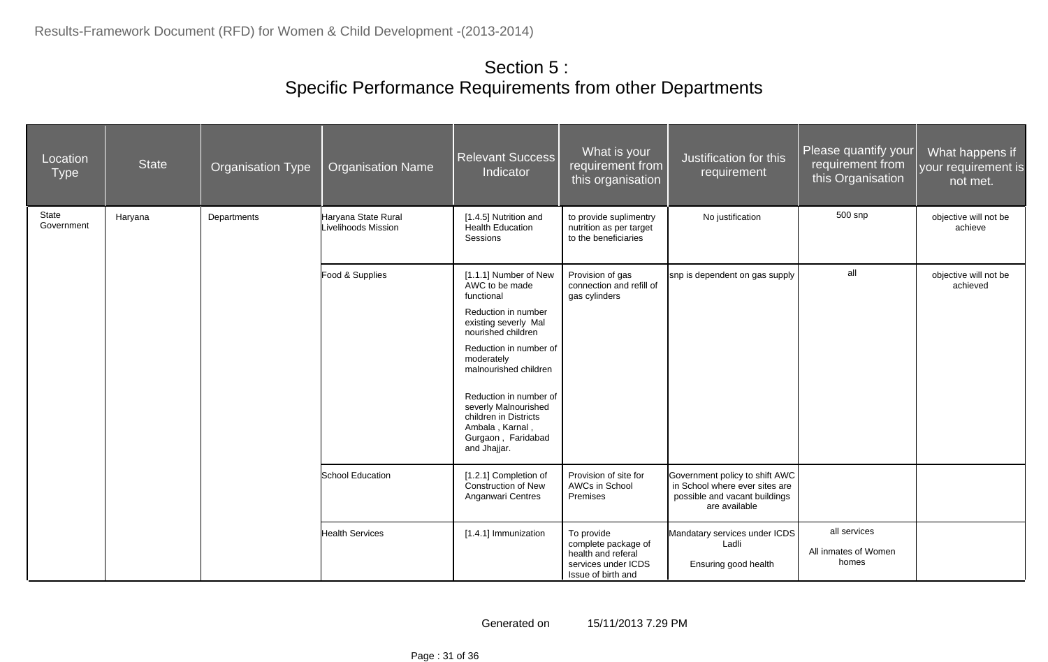# Section 5 :
## Specific Performance Requirements from other Departments

| Location Type | State | Organisation Type | Organisation Name | Relevant Success Indicator | What is your requirement from this organisation | Justification for this requirement | Please quantify your requirement from this Organisation | What happens if your requirement is not met. |
|---|---|---|---|---|---|---|---|---|
| State Government | Haryana | Departments | Haryana State Rural Livelihoods Mission | [1.4.5] Nutrition and Health Education Sessions | to provide suplimentry nutrition as per target to the beneficiaries | No justification | 500 snp | objective will not be achieve |
| | | | Food & Supplies | [1.1.1] Number of New AWC to be made functional<br>Reduction in number existing severly Mal nourished children<br>Reduction in number of moderately malnourished children<br>Reduction in number of severly Malnourished children in Districts Ambala , Karnal , Gurgaon , Faridabad and Jhajjar. | Provision of gas connection and refill of gas cylinders | snp is dependent on gas supply | all | objective will not be achieved |
| | | | School Education | [1.2.1] Completion of Construction of New Anganwari Centres | Provision of site for AWCs in School Premises | Government policy to shift AWC in School where ever sites are possible and vacant buildings are available | | |
| | | | Health Services | [1.4.1] Immunization | To provide complete package of health and referal services under ICDS Issue of birth and | Mandatary services under ICDS Ladli<br>Ensuring good health | all services<br>All inmates of Women homes | |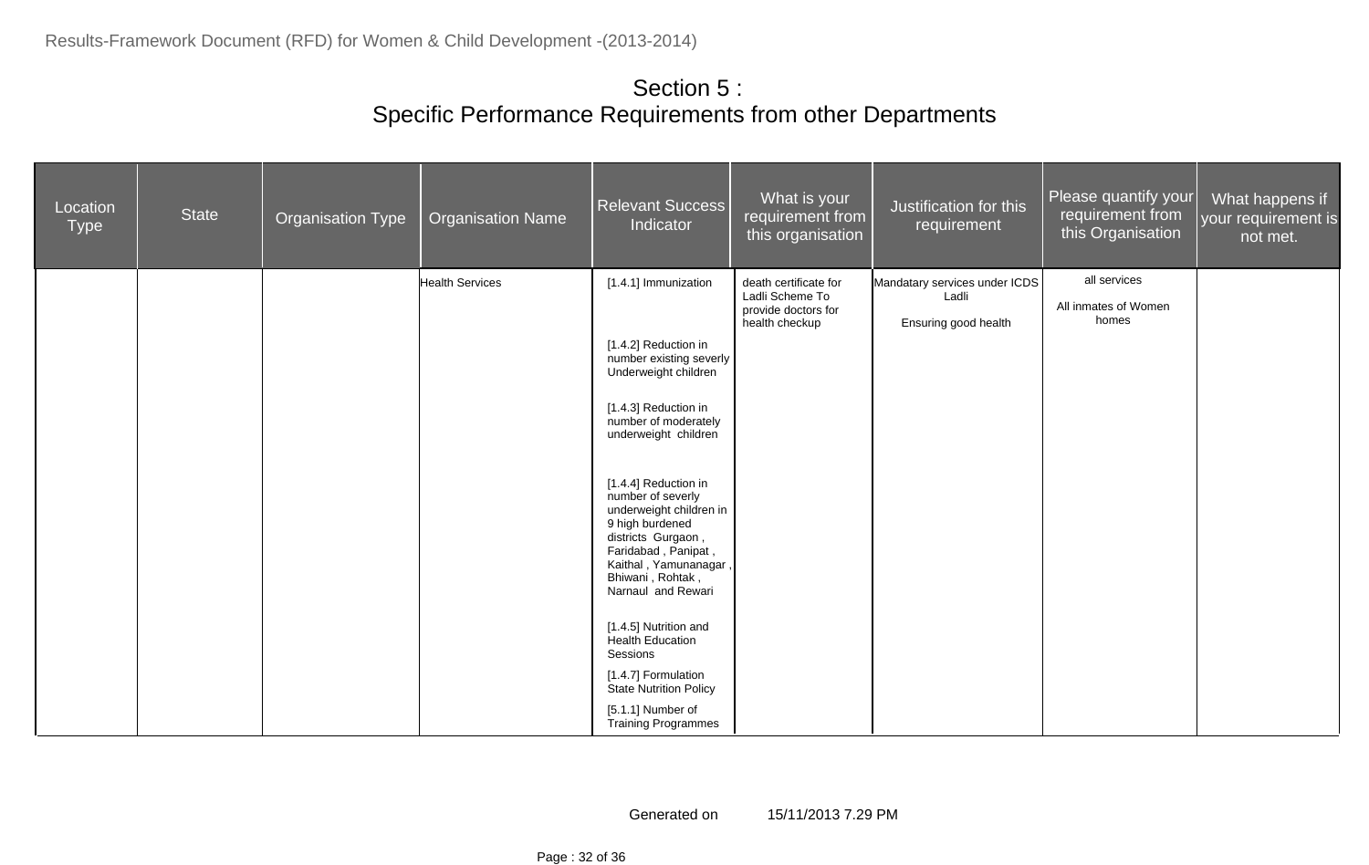# Section 5 :
## Specific Performance Requirements from other Departments

| Location Type | State | Organisation Type | Organisation Name | Relevant Success Indicator | What is your requirement from this organisation | Justification for this requirement | Please quantify your requirement from this Organisation | What happens if your requirement is not met. |
|---|---|---|---|---|---|---|---|---|
| | | | Health Services | [1.4.1] Immunization<br><br>[1.4.2] Reduction in number existing severly Underweight children<br><br>[1.4.3] Reduction in number of moderately underweight children<br><br>[1.4.4] Reduction in number of severly underweight children in 9 high burdened districts Gurgaon , Faridabad , Panipat , Kaithal , Yamunanagar , Bhiwani , Rohtak , Narnaul and Rewari<br><br>[1.4.5] Nutrition and Health Education Sessions<br><br>[1.4.7] Formulation State Nutrition Policy<br><br>[5.1.1] Number of Training Programmes | death certificate for Ladli Scheme To provide doctors for health checkup | Mandatary services under ICDS Ladli<br><br>Ensuring good health | all services<br><br>All inmates of Women homes | |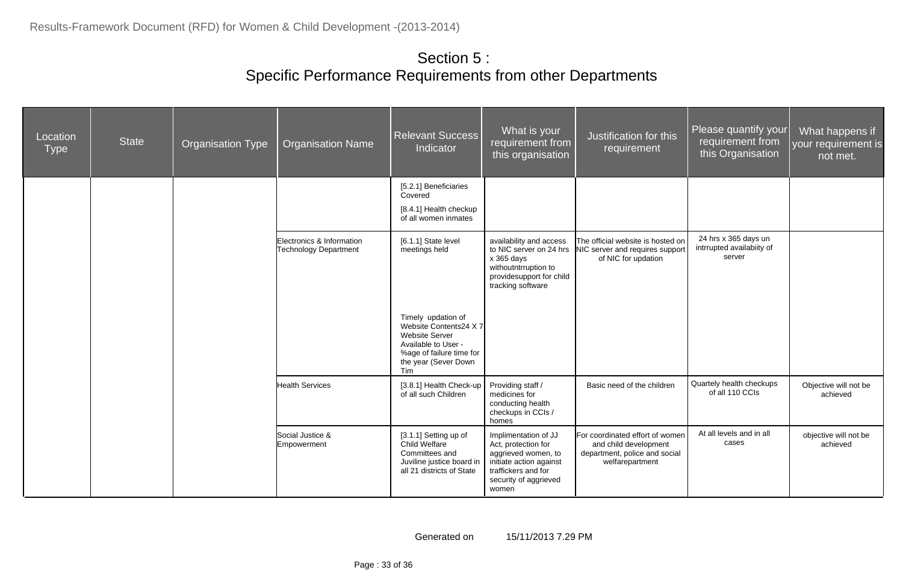# Section 5 :
## Specific Performance Requirements from other Departments

| Location Type | State | Organisation Type | Organisation Name | Relevant Success Indicator | What is your requirement from this organisation | Justification for this requirement | Please quantify your requirement from this Organisation | What happens if your requirement is not met. |
|---|---|---|---|---|---|---|---|---|
| | | | | [5.2.1] Beneficiaries Covered<br>[8.4.1] Health checkup of all women inmates | | | | |
| | | | Electronics & Information Technology Department | [6.1.1] State level meetings held<br><br>Timely updation of Website Contents24 X 7 Website Server Available to User - %age of failure time for the year (Sever Down Tim | availability and access to NIC server on 24 hrs x 365 days withoutntrruption to providesupport for child tracking software | The official website is hosted on NIC server and requires support of NIC for updation | 24 hrs x 365 days un intrrupted availabiity of server | |
| | | | Health Services | [3.8.1] Health Check-up of all such Children | Providing staff / medicines for conducting health checkups in CCIs / homes | Basic need of the children | Quartely health checkups of all 110 CCIs | Objective will not be achieved |
| | | | Social Justice & Empowerment | [3.1.1] Setting up of Child Welfare Committees and Juviline justice board in all 21 districts of State | Implimentation of JJ Act, protection for aggrieved women, to initiate action against traffickers and for security of aggrieved women | For coordinated effort of women and child development department, police and social welfarepartment | At all levels and in all cases | objective will not be achieved |

Generated on 15/11/2013 7.29 PM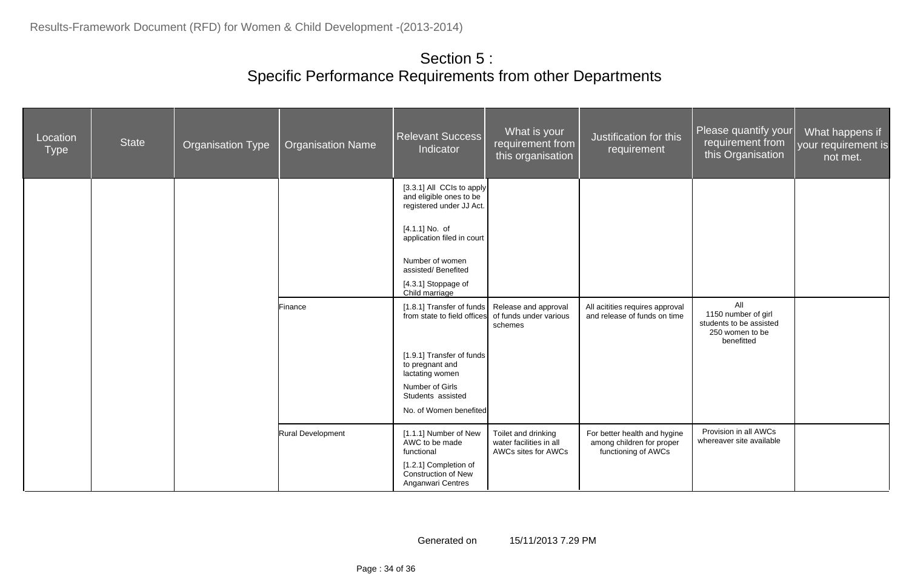## Section 5 :
## Specific Performance Requirements from other Departments

| Location Type | State | Organisation Type | Organisation Name | Relevant Success Indicator | What is your requirement from this organisation | Justification for this requirement | Please quantify your requirement from this Organisation | What happens if your requirement is not met. |
|---|---|---|---|---|---|---|---|---|
| | | | | [3.3.1] All CCIs to apply and eligible ones to be registered under JJ Act.<br><br>[4.1.1] No. of application filed in court<br><br>Number of women assisted/ Benefited<br><br>[4.3.1] Stoppage of Child marriage | | | | |
| | | | Finance | [1.8.1] Transfer of funds from state to field offices<br><br>[1.9.1] Transfer of funds to pregnant and lactating women<br><br>Number of Girls Students assisted<br><br>No. of Women benefited | Release and approval of funds under various schemes | All acitities requires approval and release of funds on time | All<br>1150 number of girl students to be assisted<br>250 women to be benefitted | |
| | | | Rural Development | [1.1.1] Number of New AWC to be made functional<br><br>[1.2.1] Completion of Construction of New Anganwari Centres | Toilet and drinking water facilities in all AWCs sites for AWCs | For better health and hygine among children for proper functioning of AWCs | Provision in all AWCs whereaver site available | |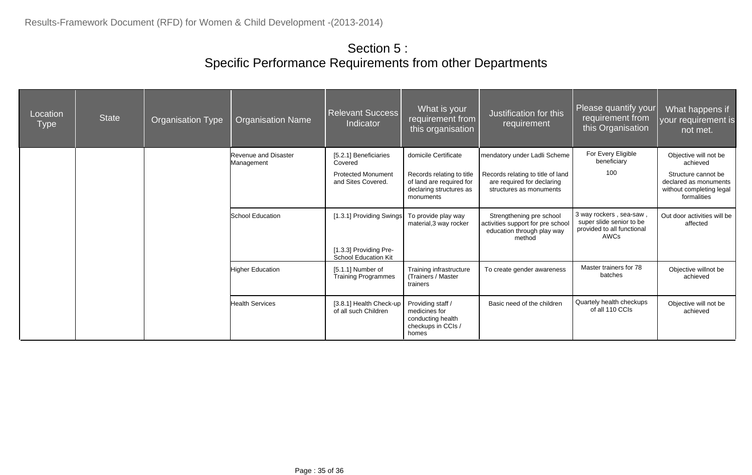# Section 5 :
# Specific Performance Requirements from other Departments

| Location Type | State | Organisation Type | Organisation Name | Relevant Success Indicator | What is your requirement from this organisation | Justification for this requirement | Please quantify your requirement from this Organisation | What happens if your requirement is not met. |
|---|---|---|---|---|---|---|---|---|
| | | | Revenue and Disaster Management | [5.2.1] Beneficiaries Covered | domicile Certificate | mendatory under Ladli Scheme | For Every Eligible beneficiary | Objective will not be achieved |
| | | | | Protected Monument and Sites Covered. | Records relating to title of land are required for declaring structures as monuments | Records relating to title of land are required for declaring structures as monuments | 100 | Structure cannot be declared as monuments without completing legal formalities |
| | | | School Education | [1.3.1] Providing Swings<br><br>[1.3.3] Providing Pre-School Education Kit | To provide play way material,3 way rocker | Strengthening pre school activities support for pre school education through play way method | 3 way rockers , sea-saw , super slide senior to be provided to all functional AWCs | Out door activities will be affected |
| | | | Higher Education | [5.1.1] Number of Training Programmes | Training infrastructure (Trainers / Master trainers | To create gender awareness | Master trainers for 78 batches | Objective willnot be achieved |
| | | | Health Services | [3.8.1] Health Check-up of all such Children | Providing staff / medicines for conducting health checkups in CCIs / homes | Basic need of the children | Quartely health checkups of all 110 CCIs | Objective will not be achieved |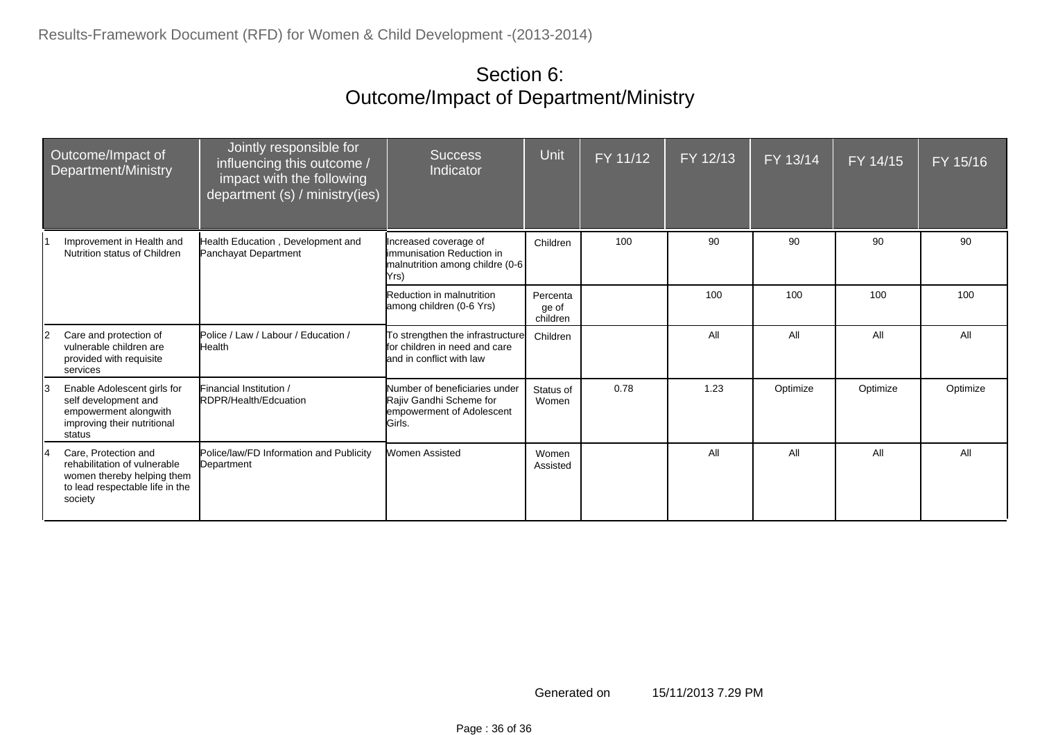## Section 6:
## Outcome/Impact of Department/Ministry

| | Outcome/Impact of Department/Ministry | Jointly responsible for influencing this outcome / impact with the following department (s) / ministry(ies) | Success Indicator | Unit | FY 11/12 | FY 12/13 | FY 13/14 | FY 14/15 | FY 15/16 |
|---|---|---|---|---|---|---|---|---|---|
| 1 | Improvement in Health and Nutrition status of Children | Health Education , Development and Panchayat Department | Increased coverage of immunisation Reduction in malnutrition among childre (0-6 Yrs) | Children | 100 | 90 | 90 | 90 | 90 |
| | | | Reduction in malnutrition among children (0-6 Yrs) | Percentage of children | | 100 | 100 | 100 | 100 |
| 2 | Care and protection of vulnerable children are provided with requisite services | Police / Law / Labour / Education / Health | To strengthen the infrastructure for children in need and care and in conflict with law | Children | | All | All | All | All |
| 3 | Enable Adolescent girls for self development and empowerment alongwith improving their nutritional status | Financial Institution / RDPR/Health/Edcuation | Number of beneficiaries under Rajiv Gandhi Scheme for empowerment of Adolescent Girls. | Status of Women | 0.78 | 1.23 | Optimize | Optimize | Optimize |
| 4 | Care, Protection and rehabilitation of vulnerable women thereby helping them to lead respectable life in the society | Police/law/FD Information and Publicity Department | Women Assisted | Women Assisted | | All | All | All | All |

Generated on 15/11/2013 7.29 PM